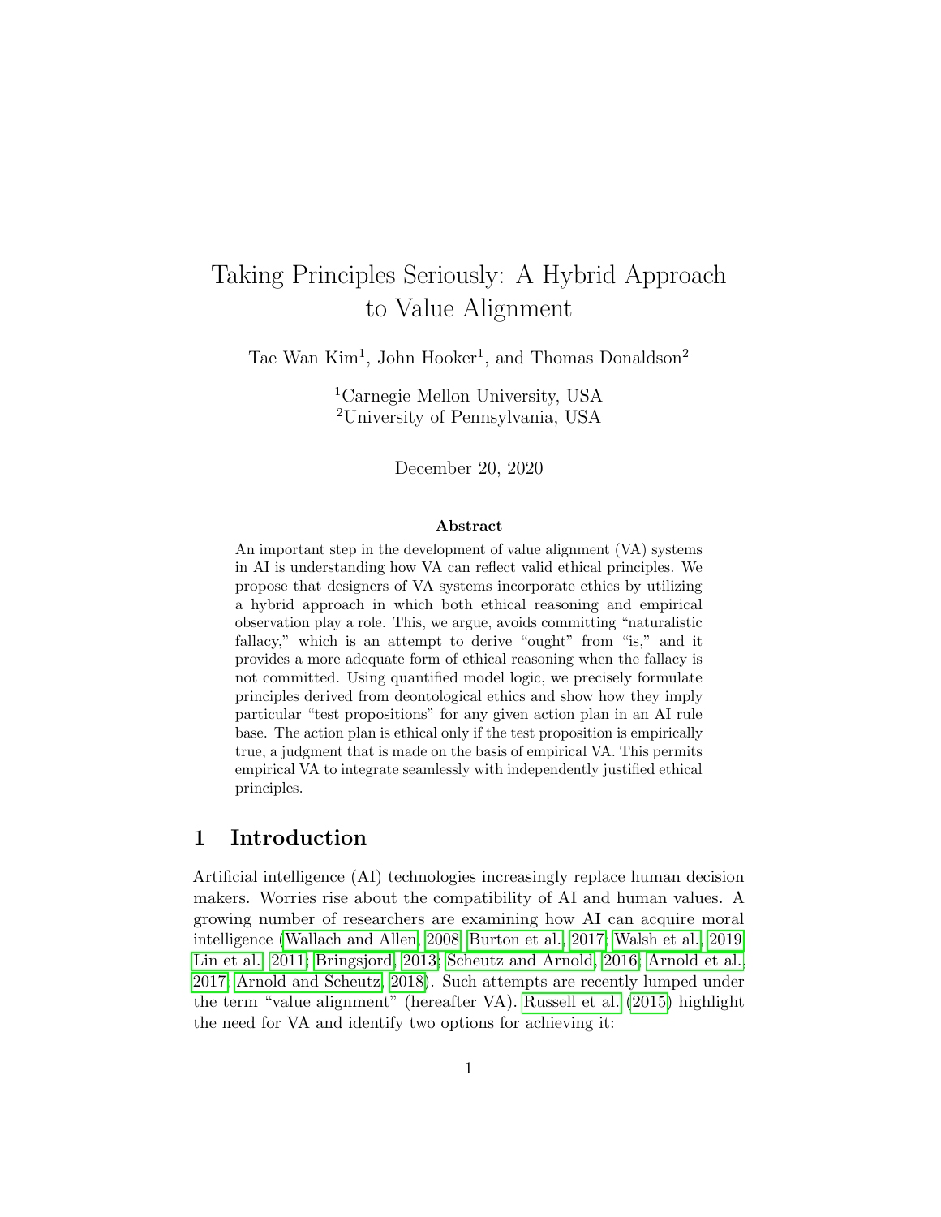// Taking Principles Seriously: A Hybrid Approach to Value Alignment

Tae Wan Kim[1], John Hooker[1], and Thomas Donaldson[2]

[1]Carnegie Mellon University, USA
[2]University of Pennsylvania, USA

December 20, 2020

**Abstract**

An important step in the development of value alignment (VA) systems in AI is understanding how VA can reflect valid ethical principles. We propose that designers of VA systems incorporate ethics by utilizing a hybrid approach in which both ethical reasoning and empirical observation play a role. This, we argue, avoids committing "naturalistic fallacy," which is an attempt to derive "ought" from "is," and it provides a more adequate form of ethical reasoning when the fallacy is not committed. Using quantified model logic, we precisely formulate principles derived from deontological ethics and show how they imply particular "test propositions" for any given action plan in an AI rule base. The action plan is ethical only if the test proposition is empirically true, a judgment that is made on the basis of empirical VA. This permits empirical VA to integrate seamlessly with independently justified ethical principles.

## 1 Introduction

Artificial intelligence (AI) technologies increasingly replace human decision makers. Worries rise about the compatibility of AI and human values. A growing number of researchers are examining how AI can acquire moral intelligence (Wallach and Allen, 2008; Burton et al., 2017; Walsh et al., 2019; Lin et al., 2011; Bringsjord, 2013; Scheutz and Arnold, 2016; Arnold et al., 2017; Arnold and Scheutz, 2018). Such attempts are recently lumped under the term "value alignment" (hereafter VA). Russell et al. (2015) highlight the need for VA and identify two options for achieving it: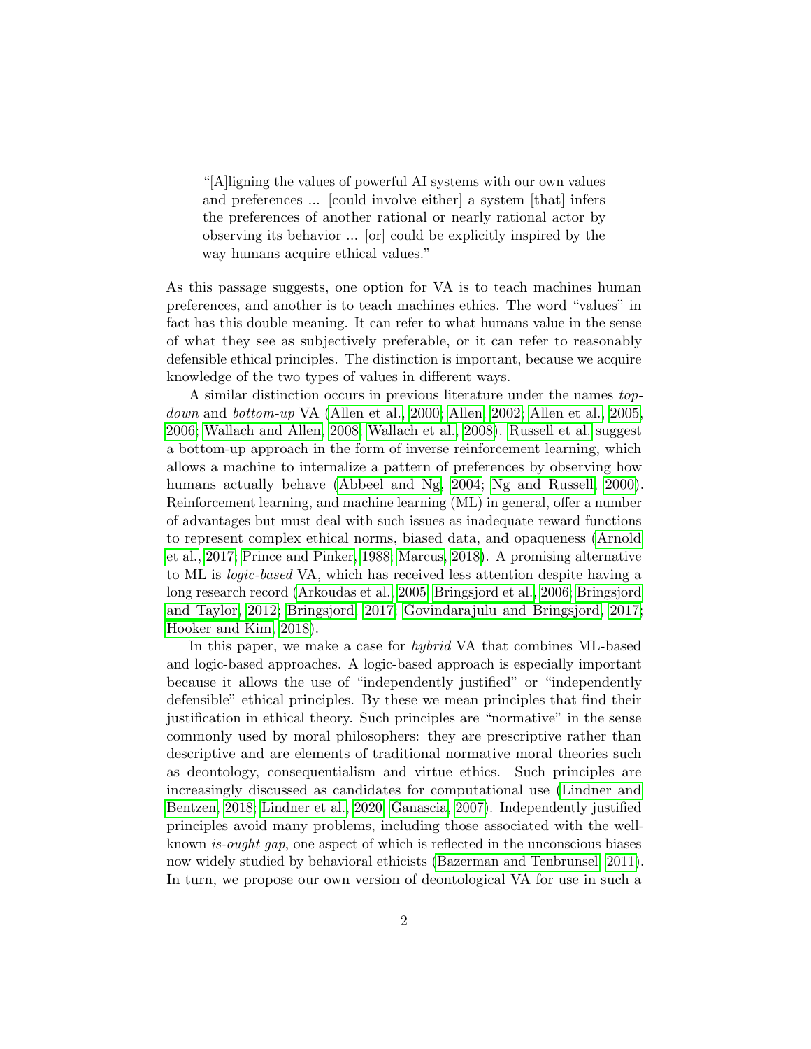> "[A]ligning the values of powerful AI systems with our own values and preferences ... [could involve either] a system [that] infers the preferences of another rational or nearly rational actor by observing its behavior ... [or] could be explicitly inspired by the way humans acquire ethical values."

As this passage suggests, one option for VA is to teach machines human preferences, and another is to teach machines ethics. The word "values" in fact has this double meaning. It can refer to what humans value in the sense of what they see as subjectively preferable, or it can refer to reasonably defensible ethical principles. The distinction is important, because we acquire knowledge of the two types of values in different ways.

A similar distinction occurs in previous literature under the names *top-down* and *bottom-up* VA (Allen et al., 2000; Allen, 2002; Allen et al., 2005, 2006; Wallach and Allen, 2008; Wallach et al., 2008). Russell et al. suggest a bottom-up approach in the form of inverse reinforcement learning, which allows a machine to internalize a pattern of preferences by observing how humans actually behave (Abbeel and Ng, 2004; Ng and Russell, 2000). Reinforcement learning, and machine learning (ML) in general, offer a number of advantages but must deal with such issues as inadequate reward functions to represent complex ethical norms, biased data, and opaqueness (Arnold et al., 2017; Prince and Pinker, 1988; Marcus, 2018). A promising alternative to ML is *logic-based* VA, which has received less attention despite having a long research record (Arkoudas et al., 2005; Bringsjord et al., 2006; Bringsjord and Taylor, 2012; Bringsjord, 2017; Govindarajulu and Bringsjord, 2017; Hooker and Kim, 2018).

In this paper, we make a case for *hybrid* VA that combines ML-based and logic-based approaches. A logic-based approach is especially important because it allows the use of "independently justified" or "independently defensible" ethical principles. By these we mean principles that find their justification in ethical theory. Such principles are "normative" in the sense commonly used by moral philosophers: they are prescriptive rather than descriptive and are elements of traditional normative moral theories such as deontology, consequentialism and virtue ethics. Such principles are increasingly discussed as candidates for computational use (Lindner and Bentzen, 2018; Lindner et al., 2020; Ganascia, 2007). Independently justified principles avoid many problems, including those associated with the well-known *is-ought gap*, one aspect of which is reflected in the unconscious biases now widely studied by behavioral ethicists (Bazerman and Tenbrunsel, 2011). In turn, we propose our own version of deontological VA for use in such a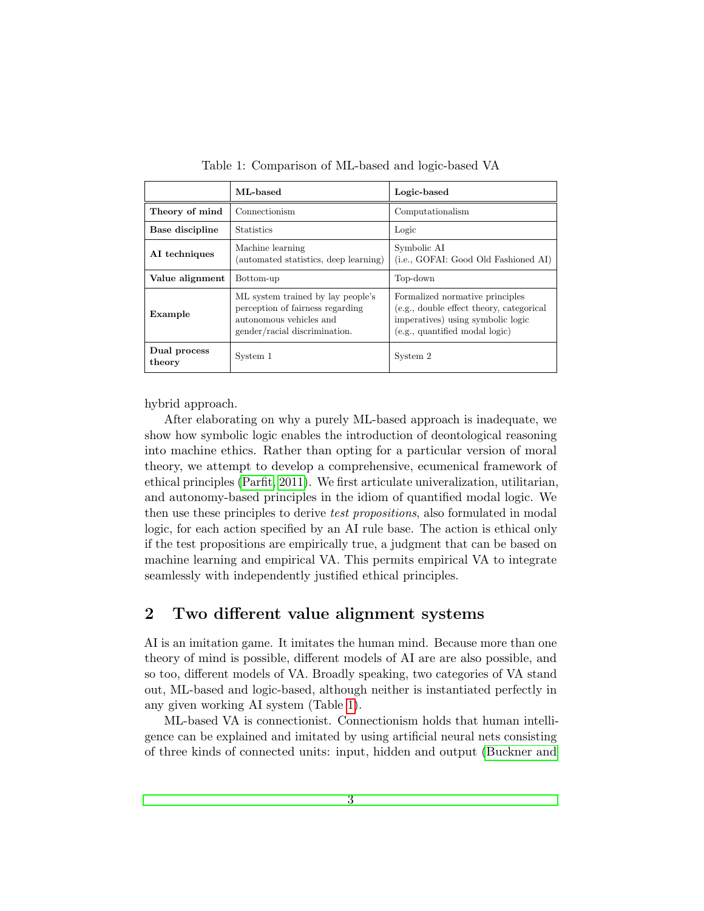Table 1: Comparison of ML-based and logic-based VA

| | **ML-based** | **Logic-based** |
|---|---|---|
| **Theory of mind** | Connectionism | Computationalism |
| **Base discipline** | Statistics | Logic |
| **AI techniques** | Machine learning (automated statistics, deep learning) | Symbolic AI (i.e., GOFAI: Good Old Fashioned AI) |
| **Value alignment** | Bottom-up | Top-down |
| **Example** | ML system trained by lay people's perception of fairness regarding autonomous vehicles and gender/racial discrimination. | Formalized normative principles (e.g., double effect theory, categorical imperatives) using symbolic logic (e.g., quantified modal logic) |
| **Dual process theory** | System 1 | System 2 |

hybrid approach.

After elaborating on why a purely ML-based approach is inadequate, we show how symbolic logic enables the introduction of deontological reasoning into machine ethics. Rather than opting for a particular version of moral theory, we attempt to develop a comprehensive, ecumenical framework of ethical principles (Parfit, 2011). We first articulate univeralization, utilitarian, and autonomy-based principles in the idiom of quantified modal logic. We then use these principles to derive *test propositions*, also formulated in modal logic, for each action specified by an AI rule base. The action is ethical only if the test propositions are empirically true, a judgment that can be based on machine learning and empirical VA. This permits empirical VA to integrate seamlessly with independently justified ethical principles.

## 2 Two different value alignment systems

AI is an imitation game. It imitates the human mind. Because more than one theory of mind is possible, different models of AI are are also possible, and so too, different models of VA. Broadly speaking, two categories of VA stand out, ML-based and logic-based, although neither is instantiated perfectly in any given working AI system (Table 1).

ML-based VA is connectionist. Connectionism holds that human intelligence can be explained and imitated by using artificial neural nets consisting of three kinds of connected units: input, hidden and output (Buckner and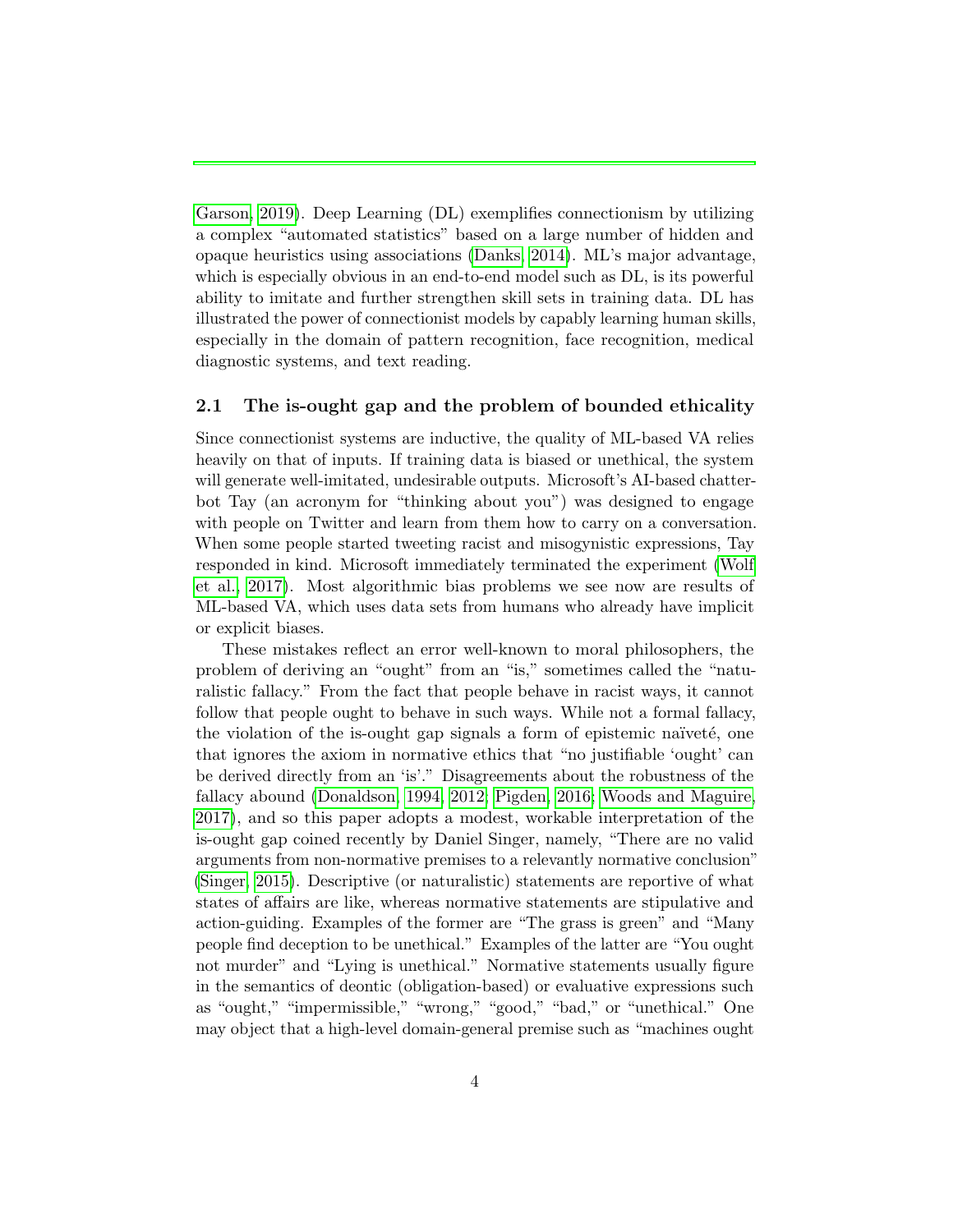Garson, 2019). Deep Learning (DL) exemplifies connectionism by utilizing a complex "automated statistics" based on a large number of hidden and opaque heuristics using associations (Danks, 2014). ML's major advantage, which is especially obvious in an end-to-end model such as DL, is its powerful ability to imitate and further strengthen skill sets in training data. DL has illustrated the power of connectionist models by capably learning human skills, especially in the domain of pattern recognition, face recognition, medical diagnostic systems, and text reading.

### 2.1 The is-ought gap and the problem of bounded ethicality

Since connectionist systems are inductive, the quality of ML-based VA relies heavily on that of inputs. If training data is biased or unethical, the system will generate well-imitated, undesirable outputs. Microsoft's AI-based chatterbot Tay (an acronym for "thinking about you") was designed to engage with people on Twitter and learn from them how to carry on a conversation. When some people started tweeting racist and misogynistic expressions, Tay responded in kind. Microsoft immediately terminated the experiment (Wolf et al., 2017). Most algorithmic bias problems we see now are results of ML-based VA, which uses data sets from humans who already have implicit or explicit biases.

These mistakes reflect an error well-known to moral philosophers, the problem of deriving an "ought" from an "is," sometimes called the "naturalistic fallacy." From the fact that people behave in racist ways, it cannot follow that people ought to behave in such ways. While not a formal fallacy, the violation of the is-ought gap signals a form of epistemic naïveté, one that ignores the axiom in normative ethics that "no justifiable 'ought' can be derived directly from an 'is'." Disagreements about the robustness of the fallacy abound (Donaldson, 1994, 2012; Pigden, 2016; Woods and Maguire, 2017), and so this paper adopts a modest, workable interpretation of the is-ought gap coined recently by Daniel Singer, namely, "There are no valid arguments from non-normative premises to a relevantly normative conclusion" (Singer, 2015). Descriptive (or naturalistic) statements are reportive of what states of affairs are like, whereas normative statements are stipulative and action-guiding. Examples of the former are "The grass is green" and "Many people find deception to be unethical." Examples of the latter are "You ought not murder" and "Lying is unethical." Normative statements usually figure in the semantics of deontic (obligation-based) or evaluative expressions such as "ought," "impermissible," "wrong," "good," "bad," or "unethical." One may object that a high-level domain-general premise such as "machines ought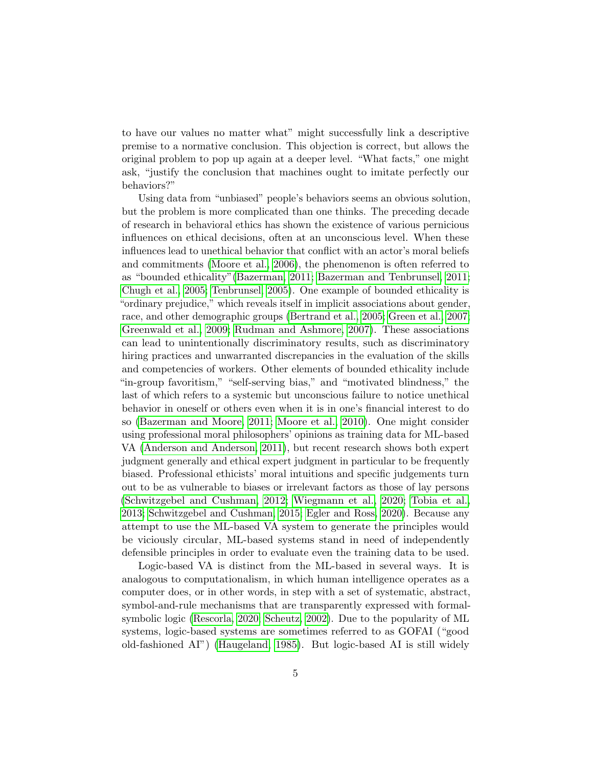to have our values no matter what" might successfully link a descriptive premise to a normative conclusion. This objection is correct, but allows the original problem to pop up again at a deeper level. "What facts," one might ask, "justify the conclusion that machines ought to imitate perfectly our behaviors?"

Using data from "unbiased" people's behaviors seems an obvious solution, but the problem is more complicated than one thinks. The preceding decade of research in behavioral ethics has shown the existence of various pernicious influences on ethical decisions, often at an unconscious level. When these influences lead to unethical behavior that conflict with an actor's moral beliefs and commitments (Moore et al., 2006), the phenomenon is often referred to as "bounded ethicality"(Bazerman, 2011; Bazerman and Tenbrunsel, 2011; Chugh et al., 2005; Tenbrunsel, 2005). One example of bounded ethicality is "ordinary prejudice," which reveals itself in implicit associations about gender, race, and other demographic groups (Bertrand et al., 2005; Green et al., 2007; Greenwald et al., 2009; Rudman and Ashmore, 2007). These associations can lead to unintentionally discriminatory results, such as discriminatory hiring practices and unwarranted discrepancies in the evaluation of the skills and competencies of workers. Other elements of bounded ethicality include "in-group favoritism," "self-serving bias," and "motivated blindness," the last of which refers to a systemic but unconscious failure to notice unethical behavior in oneself or others even when it is in one's financial interest to do so (Bazerman and Moore, 2011; Moore et al., 2010). One might consider using professional moral philosophers' opinions as training data for ML-based VA (Anderson and Anderson, 2011), but recent research shows both expert judgment generally and ethical expert judgment in particular to be frequently biased. Professional ethicists' moral intuitions and specific judgements turn out to be as vulnerable to biases or irrelevant factors as those of lay persons (Schwitzgebel and Cushman, 2012; Wiegmann et al., 2020; Tobia et al., 2013; Schwitzgebel and Cushman, 2015; Egler and Ross, 2020). Because any attempt to use the ML-based VA system to generate the principles would be viciously circular, ML-based systems stand in need of independently defensible principles in order to evaluate even the training data to be used.

Logic-based VA is distinct from the ML-based in several ways. It is analogous to computationalism, in which human intelligence operates as a computer does, or in other words, in step with a set of systematic, abstract, symbol-and-rule mechanisms that are transparently expressed with formal-symbolic logic (Rescorla, 2020; Scheutz, 2002). Due to the popularity of ML systems, logic-based systems are sometimes referred to as GOFAI ("good old-fashioned AI") (Haugeland, 1985). But logic-based AI is still widely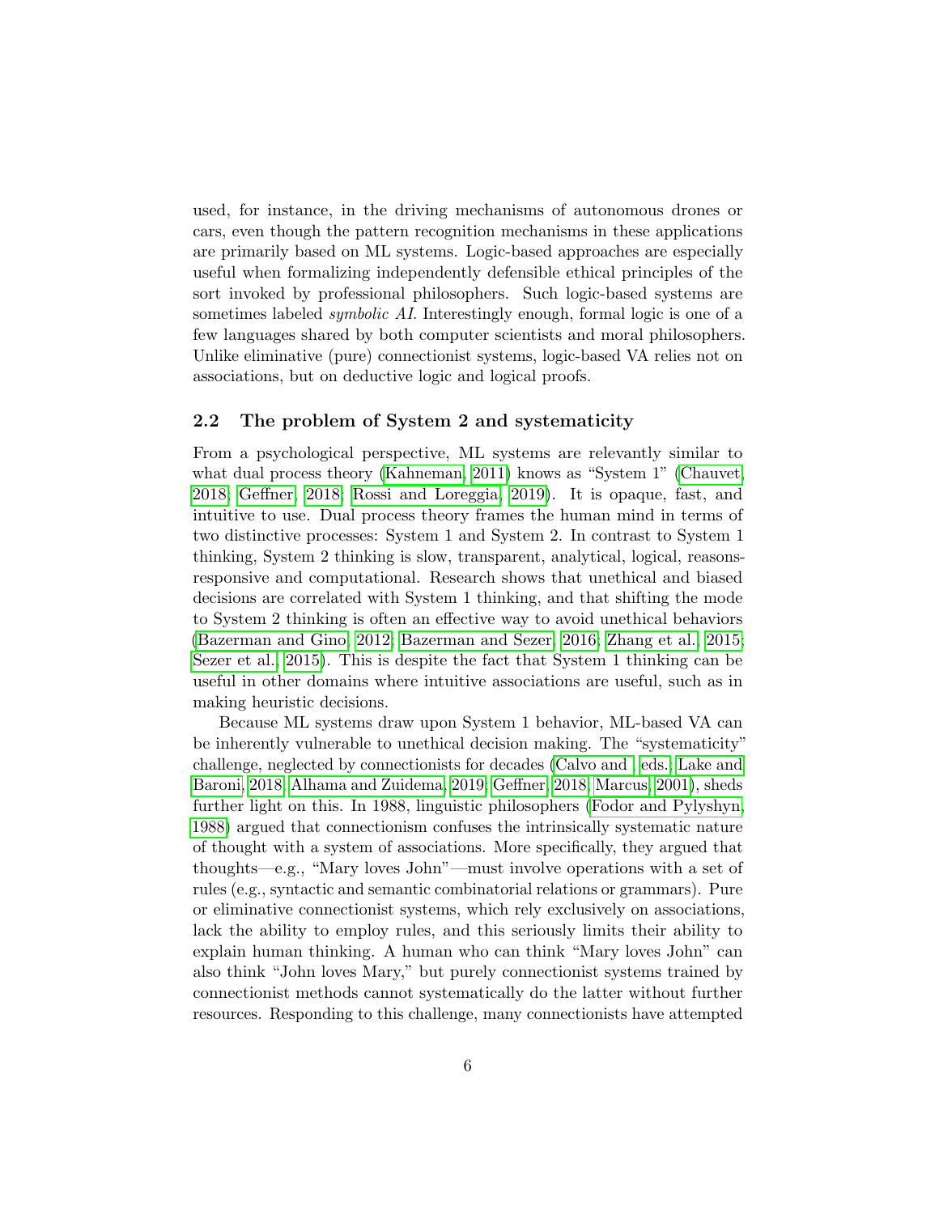used, for instance, in the driving mechanisms of autonomous drones or cars, even though the pattern recognition mechanisms in these applications are primarily based on ML systems. Logic-based approaches are especially useful when formalizing independently defensible ethical principles of the sort invoked by professional philosophers. Such logic-based systems are sometimes labeled *symbolic AI*. Interestingly enough, formal logic is one of a few languages shared by both computer scientists and moral philosophers. Unlike eliminative (pure) connectionist systems, logic-based VA relies not on associations, but on deductive logic and logical proofs.

## 2.2 The problem of System 2 and systematicity

From a psychological perspective, ML systems are relevantly similar to what dual process theory (Kahneman, 2011) knows as "System 1" (Chauvet, 2018; Geffner, 2018; Rossi and Loreggia, 2019). It is opaque, fast, and intuitive to use. Dual process theory frames the human mind in terms of two distinctive processes: System 1 and System 2. In contrast to System 1 thinking, System 2 thinking is slow, transparent, analytical, logical, reasons-responsive and computational. Research shows that unethical and biased decisions are correlated with System 1 thinking, and that shifting the mode to System 2 thinking is often an effective way to avoid unethical behaviors (Bazerman and Gino, 2012; Bazerman and Sezer, 2016; Zhang et al., 2015; Sezer et al., 2015). This is despite the fact that System 1 thinking can be useful in other domains where intuitive associations are useful, such as in making heuristic decisions.

Because ML systems draw upon System 1 behavior, ML-based VA can be inherently vulnerable to unethical decision making. The "systematicity" challenge, neglected by connectionists for decades (Calvo and , eds.; Lake and Baroni, 2018; Alhama and Zuidema, 2019; Geffner, 2018; Marcus, 2001), sheds further light on this. In 1988, linguistic philosophers (Fodor and Pylyshyn, 1988) argued that connectionism confuses the intrinsically systematic nature of thought with a system of associations. More specifically, they argued that thoughts—e.g., "Mary loves John"—must involve operations with a set of rules (e.g., syntactic and semantic combinatorial relations or grammars). Pure or eliminative connectionist systems, which rely exclusively on associations, lack the ability to employ rules, and this seriously limits their ability to explain human thinking. A human who can think "Mary loves John" can also think "John loves Mary," but purely connectionist systems trained by connectionist methods cannot systematically do the latter without further resources. Responding to this challenge, many connectionists have attempted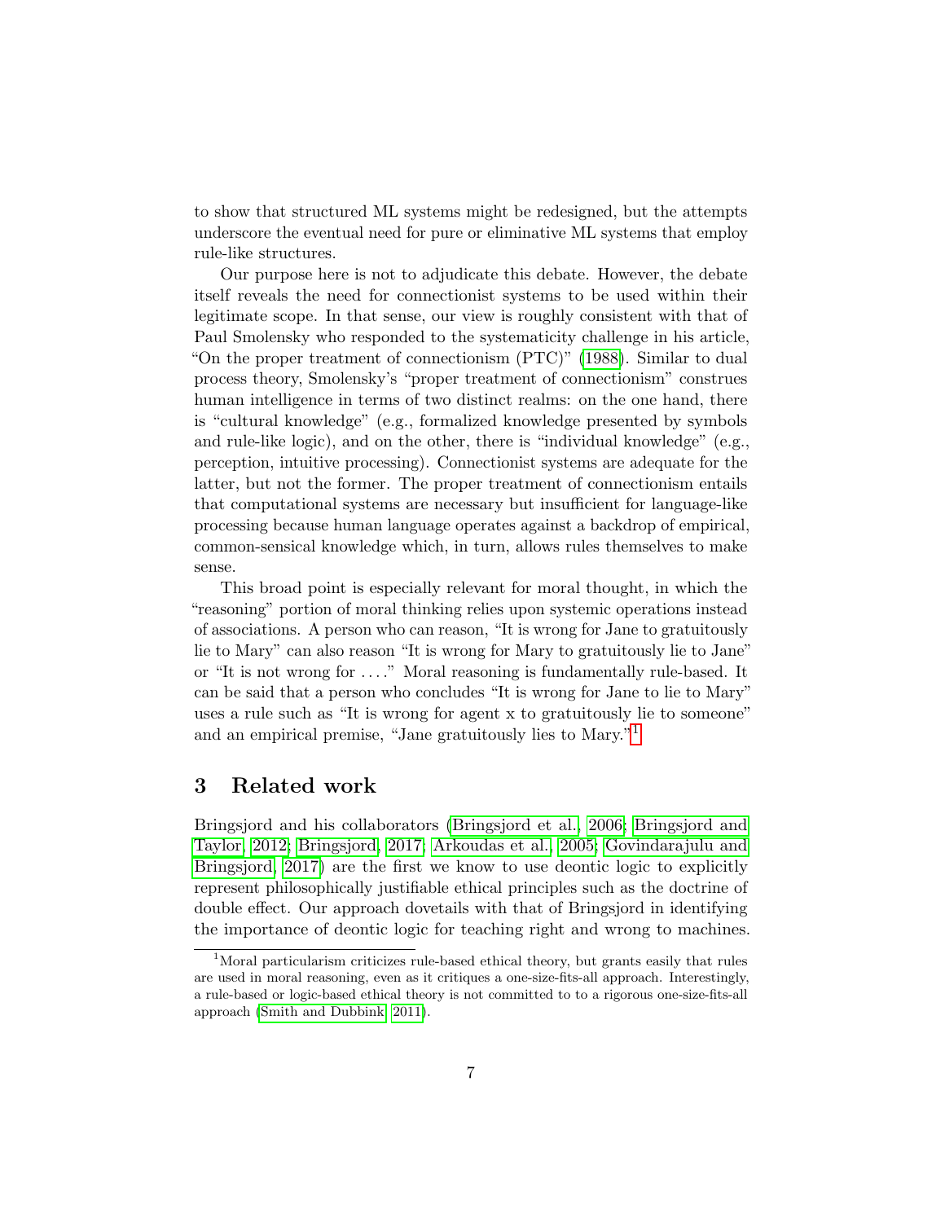to show that structured ML systems might be redesigned, but the attempts underscore the eventual need for pure or eliminative ML systems that employ rule-like structures.

Our purpose here is not to adjudicate this debate. However, the debate itself reveals the need for connectionist systems to be used within their legitimate scope. In that sense, our view is roughly consistent with that of Paul Smolensky who responded to the systematicity challenge in his article, "On the proper treatment of connectionism (PTC)" (1988). Similar to dual process theory, Smolensky's "proper treatment of connectionism" construes human intelligence in terms of two distinct realms: on the one hand, there is "cultural knowledge" (e.g., formalized knowledge presented by symbols and rule-like logic), and on the other, there is "individual knowledge" (e.g., perception, intuitive processing). Connectionist systems are adequate for the latter, but not the former. The proper treatment of connectionism entails that computational systems are necessary but insufficient for language-like processing because human language operates against a backdrop of empirical, common-sensical knowledge which, in turn, allows rules themselves to make sense.

This broad point is especially relevant for moral thought, in which the "reasoning" portion of moral thinking relies upon systemic operations instead of associations. A person who can reason, "It is wrong for Jane to gratuitously lie to Mary" can also reason "It is wrong for Mary to gratuitously lie to Jane" or "It is not wrong for ...." Moral reasoning is fundamentally rule-based. It can be said that a person who concludes "It is wrong for Jane to lie to Mary" uses a rule such as "It is wrong for agent x to gratuitously lie to someone" and an empirical premise, "Jane gratuitously lies to Mary."[1]

## 3 Related work

Bringsjord and his collaborators (Bringsjord et al., 2006; Bringsjord and Taylor, 2012; Bringsjord, 2017; Arkoudas et al., 2005; Govindarajulu and Bringsjord, 2017) are the first we know to use deontic logic to explicitly represent philosophically justifiable ethical principles such as the doctrine of double effect. Our approach dovetails with that of Bringsjord in identifying the importance of deontic logic for teaching right and wrong to machines.

[1] Moral particularism criticizes rule-based ethical theory, but grants easily that rules are used in moral reasoning, even as it critiques a one-size-fits-all approach. Interestingly, a rule-based or logic-based ethical theory is not committed to to a rigorous one-size-fits-all approach (Smith and Dubbink, 2011).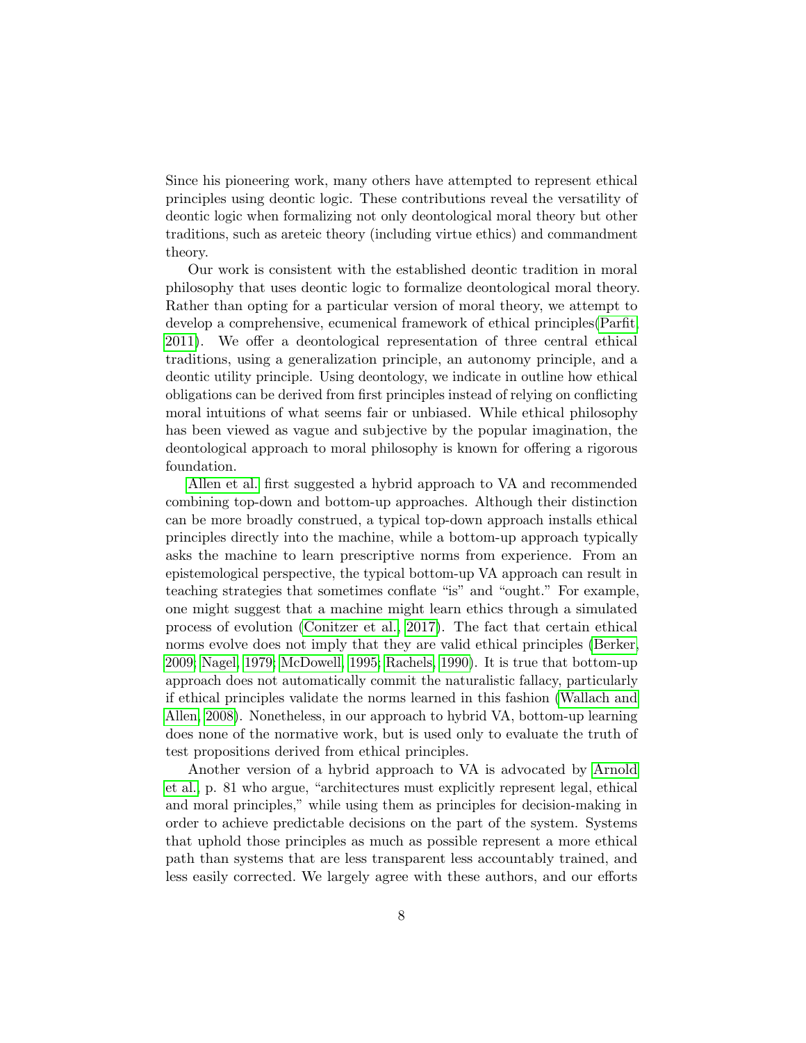Since his pioneering work, many others have attempted to represent ethical principles using deontic logic. These contributions reveal the versatility of deontic logic when formalizing not only deontological moral theory but other traditions, such as areteic theory (including virtue ethics) and commandment theory.

Our work is consistent with the established deontic tradition in moral philosophy that uses deontic logic to formalize deontological moral theory. Rather than opting for a particular version of moral theory, we attempt to develop a comprehensive, ecumenical framework of ethical principles(Parfit, 2011). We offer a deontological representation of three central ethical traditions, using a generalization principle, an autonomy principle, and a deontic utility principle. Using deontology, we indicate in outline how ethical obligations can be derived from first principles instead of relying on conflicting moral intuitions of what seems fair or unbiased. While ethical philosophy has been viewed as vague and subjective by the popular imagination, the deontological approach to moral philosophy is known for offering a rigorous foundation.

Allen et al. first suggested a hybrid approach to VA and recommended combining top-down and bottom-up approaches. Although their distinction can be more broadly construed, a typical top-down approach installs ethical principles directly into the machine, while a bottom-up approach typically asks the machine to learn prescriptive norms from experience. From an epistemological perspective, the typical bottom-up VA approach can result in teaching strategies that sometimes conflate "is" and "ought." For example, one might suggest that a machine might learn ethics through a simulated process of evolution (Conitzer et al., 2017). The fact that certain ethical norms evolve does not imply that they are valid ethical principles (Berker, 2009; Nagel, 1979; McDowell, 1995; Rachels, 1990). It is true that bottom-up approach does not automatically commit the naturalistic fallacy, particularly if ethical principles validate the norms learned in this fashion (Wallach and Allen, 2008). Nonetheless, in our approach to hybrid VA, bottom-up learning does none of the normative work, but is used only to evaluate the truth of test propositions derived from ethical principles.

Another version of a hybrid approach to VA is advocated by Arnold et al., p. 81 who argue, "architectures must explicitly represent legal, ethical and moral principles," while using them as principles for decision-making in order to achieve predictable decisions on the part of the system. Systems that uphold those principles as much as possible represent a more ethical path than systems that are less transparent less accountably trained, and less easily corrected. We largely agree with these authors, and our efforts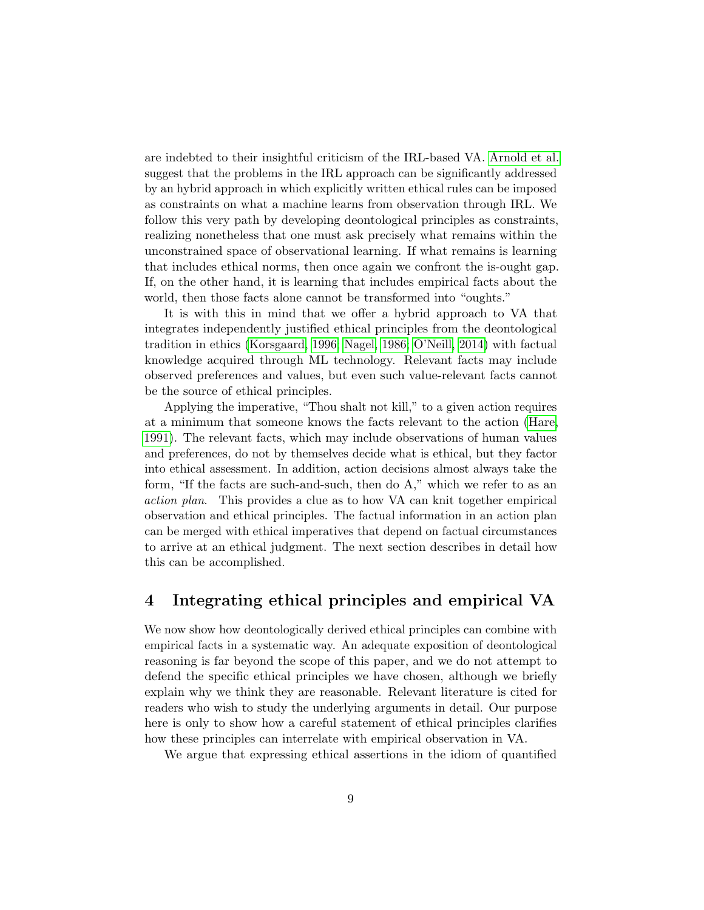are indebted to their insightful criticism of the IRL-based VA. Arnold et al. suggest that the problems in the IRL approach can be significantly addressed by an hybrid approach in which explicitly written ethical rules can be imposed as constraints on what a machine learns from observation through IRL. We follow this very path by developing deontological principles as constraints, realizing nonetheless that one must ask precisely what remains within the unconstrained space of observational learning. If what remains is learning that includes ethical norms, then once again we confront the is-ought gap. If, on the other hand, it is learning that includes empirical facts about the world, then those facts alone cannot be transformed into "oughts."

It is with this in mind that we offer a hybrid approach to VA that integrates independently justified ethical principles from the deontological tradition in ethics (Korsgaard, 1996; Nagel, 1986; O'Neill, 2014) with factual knowledge acquired through ML technology. Relevant facts may include observed preferences and values, but even such value-relevant facts cannot be the source of ethical principles.

Applying the imperative, "Thou shalt not kill," to a given action requires at a minimum that someone knows the facts relevant to the action (Hare, 1991). The relevant facts, which may include observations of human values and preferences, do not by themselves decide what is ethical, but they factor into ethical assessment. In addition, action decisions almost always take the form, "If the facts are such-and-such, then do A," which we refer to as an *action plan*. This provides a clue as to how VA can knit together empirical observation and ethical principles. The factual information in an action plan can be merged with ethical imperatives that depend on factual circumstances to arrive at an ethical judgment. The next section describes in detail how this can be accomplished.

## 4 Integrating ethical principles and empirical VA

We now show how deontologically derived ethical principles can combine with empirical facts in a systematic way. An adequate exposition of deontological reasoning is far beyond the scope of this paper, and we do not attempt to defend the specific ethical principles we have chosen, although we briefly explain why we think they are reasonable. Relevant literature is cited for readers who wish to study the underlying arguments in detail. Our purpose here is only to show how a careful statement of ethical principles clarifies how these principles can interrelate with empirical observation in VA.

We argue that expressing ethical assertions in the idiom of quantified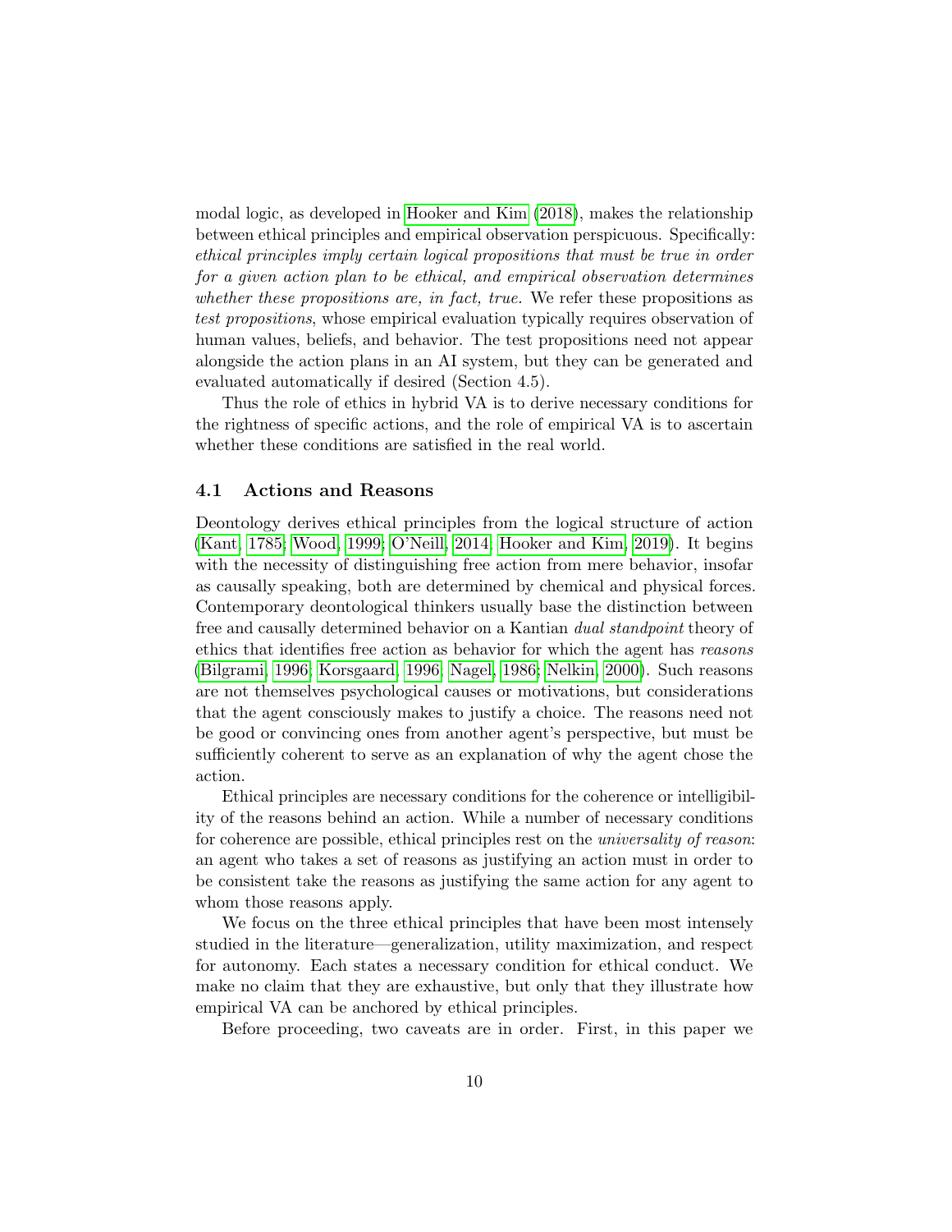modal logic, as developed in Hooker and Kim (2018), makes the relationship between ethical principles and empirical observation perspicuous. Specifically: *ethical principles imply certain logical propositions that must be true in order for a given action plan to be ethical, and empirical observation determines whether these propositions are, in fact, true.* We refer these propositions as *test propositions*, whose empirical evaluation typically requires observation of human values, beliefs, and behavior. The test propositions need not appear alongside the action plans in an AI system, but they can be generated and evaluated automatically if desired (Section 4.5).

Thus the role of ethics in hybrid VA is to derive necessary conditions for the rightness of specific actions, and the role of empirical VA is to ascertain whether these conditions are satisfied in the real world.

### 4.1 Actions and Reasons

Deontology derives ethical principles from the logical structure of action (Kant, 1785; Wood, 1999; O'Neill, 2014; Hooker and Kim, 2019). It begins with the necessity of distinguishing free action from mere behavior, insofar as causally speaking, both are determined by chemical and physical forces. Contemporary deontological thinkers usually base the distinction between free and causally determined behavior on a Kantian *dual standpoint* theory of ethics that identifies free action as behavior for which the agent has *reasons* (Bilgrami, 1996; Korsgaard, 1996; Nagel, 1986; Nelkin, 2000). Such reasons are not themselves psychological causes or motivations, but considerations that the agent consciously makes to justify a choice. The reasons need not be good or convincing ones from another agent's perspective, but must be sufficiently coherent to serve as an explanation of why the agent chose the action.

Ethical principles are necessary conditions for the coherence or intelligibility of the reasons behind an action. While a number of necessary conditions for coherence are possible, ethical principles rest on the *universality of reason*: an agent who takes a set of reasons as justifying an action must in order to be consistent take the reasons as justifying the same action for any agent to whom those reasons apply.

We focus on the three ethical principles that have been most intensely studied in the literature—generalization, utility maximization, and respect for autonomy. Each states a necessary condition for ethical conduct. We make no claim that they are exhaustive, but only that they illustrate how empirical VA can be anchored by ethical principles.

Before proceeding, two caveats are in order. First, in this paper we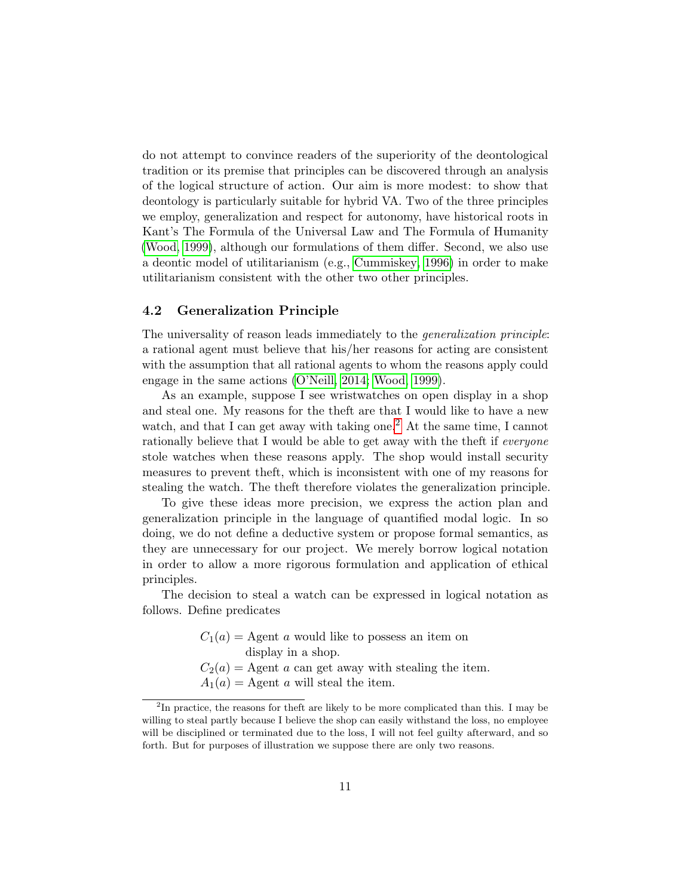do not attempt to convince readers of the superiority of the deontological tradition or its premise that principles can be discovered through an analysis of the logical structure of action. Our aim is more modest: to show that deontology is particularly suitable for hybrid VA. Two of the three principles we employ, generalization and respect for autonomy, have historical roots in Kant's The Formula of the Universal Law and The Formula of Humanity (Wood, 1999), although our formulations of them differ. Second, we also use a deontic model of utilitarianism (e.g., Cummiskey, 1996) in order to make utilitarianism consistent with the other two other principles.

### 4.2 Generalization Principle

The universality of reason leads immediately to the *generalization principle*: a rational agent must believe that his/her reasons for acting are consistent with the assumption that all rational agents to whom the reasons apply could engage in the same actions (O'Neill, 2014; Wood, 1999).

As an example, suppose I see wristwatches on open display in a shop and steal one. My reasons for the theft are that I would like to have a new watch, and that I can get away with taking one.[2] At the same time, I cannot rationally believe that I would be able to get away with the theft if *everyone* stole watches when these reasons apply. The shop would install security measures to prevent theft, which is inconsistent with one of my reasons for stealing the watch. The theft therefore violates the generalization principle.

To give these ideas more precision, we express the action plan and generalization principle in the language of quantified modal logic. In so doing, we do not define a deductive system or propose formal semantics, as they are unnecessary for our project. We merely borrow logical notation in order to allow a more rigorous formulation and application of ethical principles.

The decision to steal a watch can be expressed in logical notation as follows. Define predicates

$C_1(a)$ = Agent $a$ would like to possess an item on display in a shop.
$C_2(a)$ = Agent $a$ can get away with stealing the item.
$A_1(a)$ = Agent $a$ will steal the item.

[2] In practice, the reasons for theft are likely to be more complicated than this. I may be willing to steal partly because I believe the shop can easily withstand the loss, no employee will be disciplined or terminated due to the loss, I will not feel guilty afterward, and so forth. But for purposes of illustration we suppose there are only two reasons.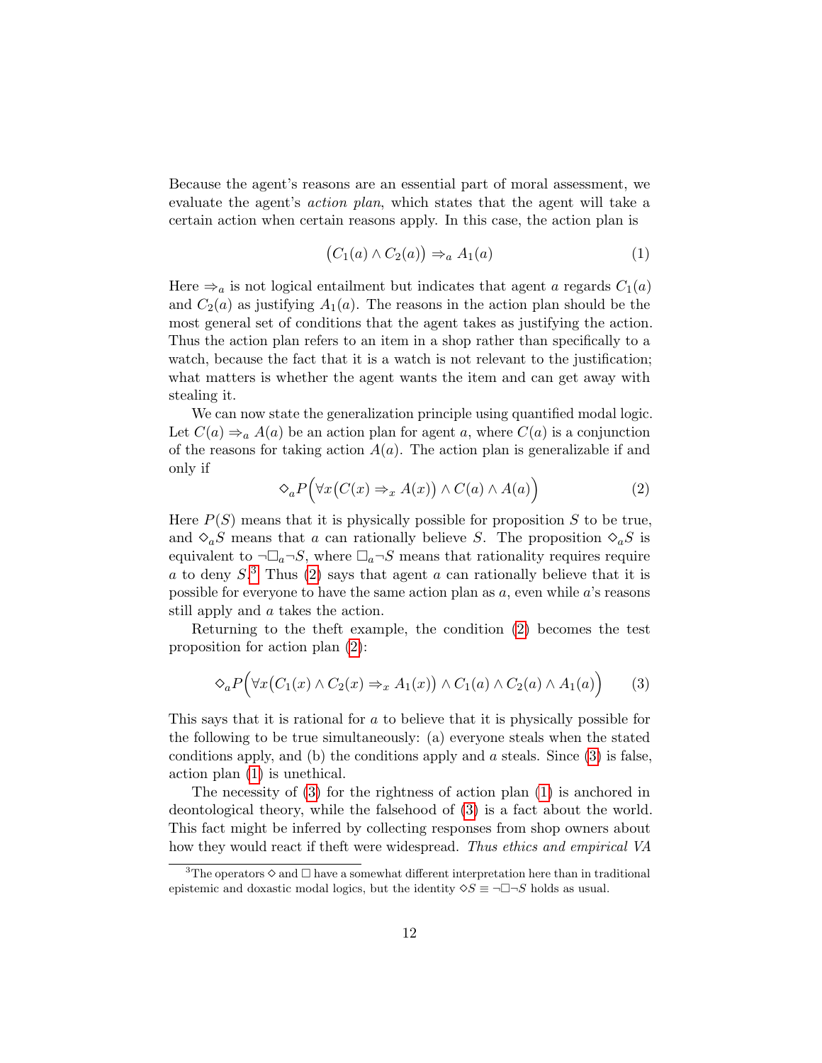Because the agent's reasons are an essential part of moral assessment, we evaluate the agent's *action plan*, which states that the agent will take a certain action when certain reasons apply. In this case, the action plan is

$$\big(C_1(a) \wedge C_2(a)\big) \Rightarrow_a A_1(a) \tag{1}$$

Here $\Rightarrow_a$ is not logical entailment but indicates that agent $a$ regards $C_1(a)$ and $C_2(a)$ as justifying $A_1(a)$. The reasons in the action plan should be the most general set of conditions that the agent takes as justifying the action. Thus the action plan refers to an item in a shop rather than specifically to a watch, because the fact that it is a watch is not relevant to the justification; what matters is whether the agent wants the item and can get away with stealing it.

We can now state the generalization principle using quantified modal logic. Let $C(a) \Rightarrow_a A(a)$ be an action plan for agent $a$, where $C(a)$ is a conjunction of the reasons for taking action $A(a)$. The action plan is generalizable if and only if

$$\Diamond_a P\Big(\forall x\big(C(x) \Rightarrow_x A(x)\big) \wedge C(a) \wedge A(a)\Big) \tag{2}$$

Here $P(S)$ means that it is physically possible for proposition $S$ to be true, and $\Diamond_a S$ means that $a$ can rationally believe $S$. The proposition $\Diamond_a S$ is equivalent to $\neg\Box_a\neg S$, where $\Box_a\neg S$ means that rationality requires require $a$ to deny $S$.[3] Thus (2) says that agent $a$ can rationally believe that it is possible for everyone to have the same action plan as $a$, even while $a$'s reasons still apply and $a$ takes the action.

Returning to the theft example, the condition (2) becomes the test proposition for action plan (2):

$$\Diamond_a P\Big(\forall x\big(C_1(x) \wedge C_2(x) \Rightarrow_x A_1(x)\big) \wedge C_1(a) \wedge C_2(a) \wedge A_1(a)\Big) \tag{3}$$

This says that it is rational for $a$ to believe that it is physically possible for the following to be true simultaneously: (a) everyone steals when the stated conditions apply, and (b) the conditions apply and $a$ steals. Since (3) is false, action plan (1) is unethical.

The necessity of (3) for the rightness of action plan (1) is anchored in deontological theory, while the falsehood of (3) is a fact about the world. This fact might be inferred by collecting responses from shop owners about how they would react if theft were widespread. *Thus ethics and empirical VA*

[3] The operators $\Diamond$ and $\Box$ have a somewhat different interpretation here than in traditional epistemic and doxastic modal logics, but the identity $\Diamond S \equiv \neg\Box\neg S$ holds as usual.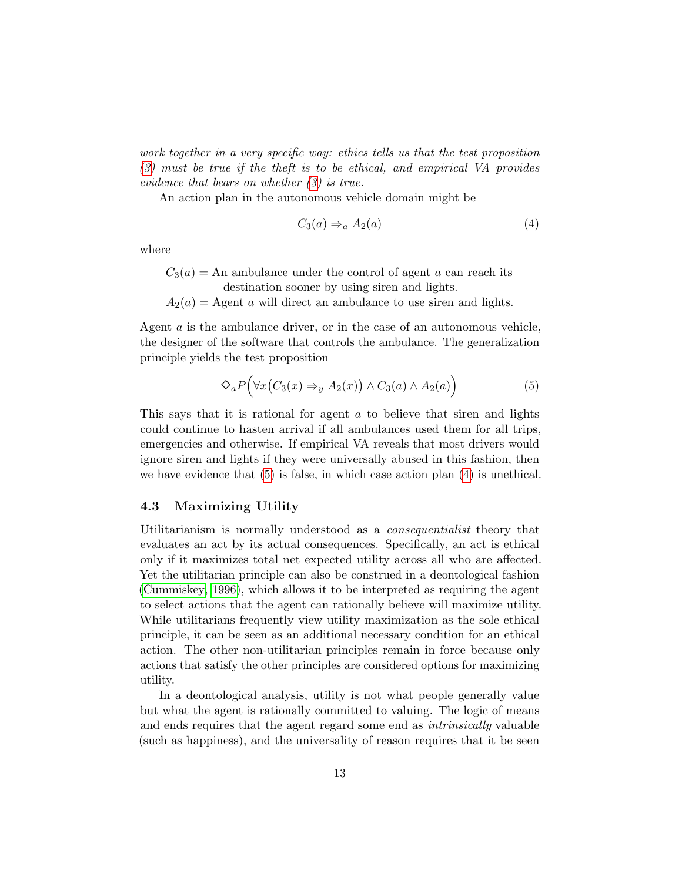*work together in a very specific way: ethics tells us that the test proposition (3) must be true if the theft is to be ethical, and empirical VA provides evidence that bears on whether (3) is true.*

An action plan in the autonomous vehicle domain might be

$$C_3(a) \Rightarrow_a A_2(a) \tag{4}$$

where

$C_3(a) =$ An ambulance under the control of agent $a$ can reach its destination sooner by using siren and lights.
$A_2(a) =$ Agent $a$ will direct an ambulance to use siren and lights.

Agent $a$ is the ambulance driver, or in the case of an autonomous vehicle, the designer of the software that controls the ambulance. The generalization principle yields the test proposition

$$\Diamond_a P\Big(\forall x\big(C_3(x) \Rightarrow_y A_2(x)\big) \wedge C_3(a) \wedge A_2(a)\Big) \tag{5}$$

This says that it is rational for agent $a$ to believe that siren and lights could continue to hasten arrival if all ambulances used them for all trips, emergencies and otherwise. If empirical VA reveals that most drivers would ignore siren and lights if they were universally abused in this fashion, then we have evidence that (5) is false, in which case action plan (4) is unethical.

### 4.3 Maximizing Utility

Utilitarianism is normally understood as a *consequentialist* theory that evaluates an act by its actual consequences. Specifically, an act is ethical only if it maximizes total net expected utility across all who are affected. Yet the utilitarian principle can also be construed in a deontological fashion (Cummiskey, 1996), which allows it to be interpreted as requiring the agent to select actions that the agent can rationally believe will maximize utility. While utilitarians frequently view utility maximization as the sole ethical principle, it can be seen as an additional necessary condition for an ethical action. The other non-utilitarian principles remain in force because only actions that satisfy the other principles are considered options for maximizing utility.

In a deontological analysis, utility is not what people generally value but what the agent is rationally committed to valuing. The logic of means and ends requires that the agent regard some end as *intrinsically* valuable (such as happiness), and the universality of reason requires that it be seen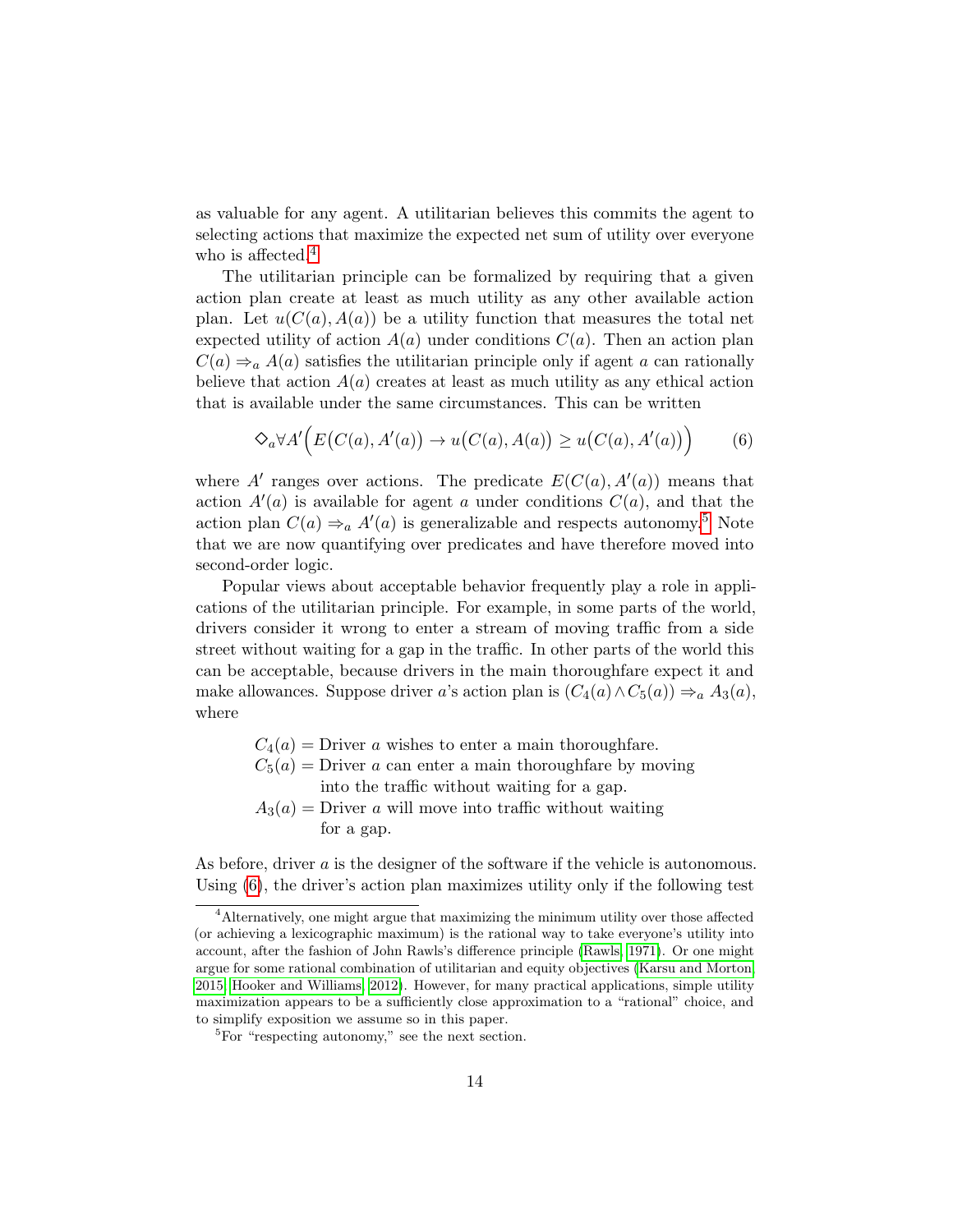as valuable for any agent. A utilitarian believes this commits the agent to selecting actions that maximize the expected net sum of utility over everyone who is affected.[4]

The utilitarian principle can be formalized by requiring that a given action plan create at least as much utility as any other available action plan. Let $u(C(a), A(a))$ be a utility function that measures the total net expected utility of action $A(a)$ under conditions $C(a)$. Then an action plan $C(a) \Rightarrow_a A(a)$ satisfies the utilitarian principle only if agent $a$ can rationally believe that action $A(a)$ creates at least as much utility as any ethical action that is available under the same circumstances. This can be written

$$\Diamond_a \forall A' \Big( E\big(C(a), A'(a)\big) \rightarrow u\big(C(a), A(a)\big) \geq u\big(C(a), A'(a)\big) \Big) \tag{6}$$

where $A'$ ranges over actions. The predicate $E(C(a), A'(a))$ means that action $A'(a)$ is available for agent $a$ under conditions $C(a)$, and that the action plan $C(a) \Rightarrow_a A'(a)$ is generalizable and respects autonomy.[5] Note that we are now quantifying over predicates and have therefore moved into second-order logic.

Popular views about acceptable behavior frequently play a role in applications of the utilitarian principle. For example, in some parts of the world, drivers consider it wrong to enter a stream of moving traffic from a side street without waiting for a gap in the traffic. In other parts of the world this can be acceptable, because drivers in the main thoroughfare expect it and make allowances. Suppose driver $a$'s action plan is $(C_4(a) \wedge C_5(a)) \Rightarrow_a A_3(a)$, where

$C_4(a)$ = Driver $a$ wishes to enter a main thoroughfare.
$C_5(a)$ = Driver $a$ can enter a main thoroughfare by moving into the traffic without waiting for a gap.
$A_3(a)$ = Driver $a$ will move into traffic without waiting for a gap.

As before, driver $a$ is the designer of the software if the vehicle is autonomous. Using (6), the driver's action plan maximizes utility only if the following test

---

[4] Alternatively, one might argue that maximizing the minimum utility over those affected (or achieving a lexicographic maximum) is the rational way to take everyone's utility into account, after the fashion of John Rawls's difference principle (Rawls, 1971). Or one might argue for some rational combination of utilitarian and equity objectives (Karsu and Morton, 2015; Hooker and Williams, 2012). However, for many practical applications, simple utility maximization appears to be a sufficiently close approximation to a "rational" choice, and to simplify exposition we assume so in this paper.

[5] For "respecting autonomy," see the next section.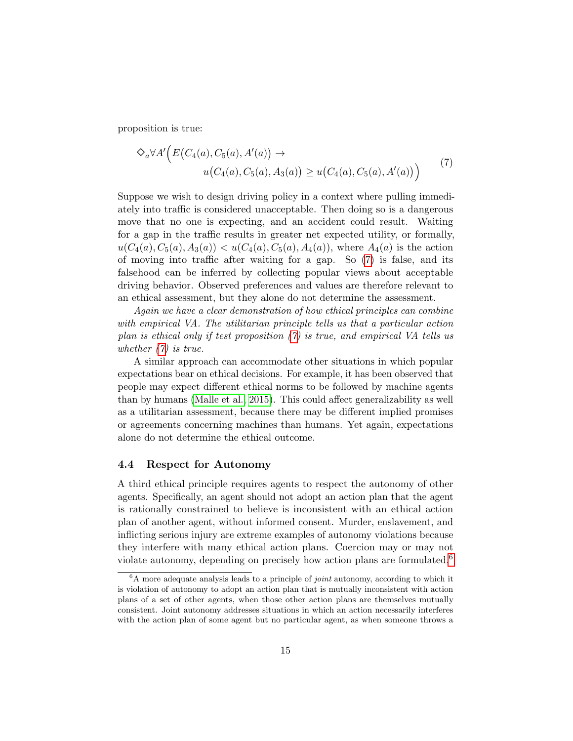proposition is true:

$$\Diamond_a \forall A' \Big( E\big(C_4(a), C_5(a), A'(a)\big) \rightarrow \\ u\big(C_4(a), C_5(a), A_3(a)\big) \geq u\big(C_4(a), C_5(a), A'(a)\big)\Big) \tag{7}$$

Suppose we wish to design driving policy in a context where pulling immediately into traffic is considered unacceptable. Then doing so is a dangerous move that no one is expecting, and an accident could result. Waiting for a gap in the traffic results in greater net expected utility, or formally, $u(C_4(a), C_5(a), A_3(a)) < u(C_4(a), C_5(a), A_4(a))$, where $A_4(a)$ is the action of moving into traffic after waiting for a gap. So (7) is false, and its falsehood can be inferred by collecting popular views about acceptable driving behavior. Observed preferences and values are therefore relevant to an ethical assessment, but they alone do not determine the assessment.

*Again we have a clear demonstration of how ethical principles can combine with empirical VA. The utilitarian principle tells us that a particular action plan is ethical only if test proposition (7) is true, and empirical VA tells us whether (7) is true.*

A similar approach can accommodate other situations in which popular expectations bear on ethical decisions. For example, it has been observed that people may expect different ethical norms to be followed by machine agents than by humans (Malle et al., 2015). This could affect generalizability as well as a utilitarian assessment, because there may be different implied promises or agreements concerning machines than humans. Yet again, expectations alone do not determine the ethical outcome.

### 4.4 Respect for Autonomy

A third ethical principle requires agents to respect the autonomy of other agents. Specifically, an agent should not adopt an action plan that the agent is rationally constrained to believe is inconsistent with an ethical action plan of another agent, without informed consent. Murder, enslavement, and inflicting serious injury are extreme examples of autonomy violations because they interfere with many ethical action plans. Coercion may or may not violate autonomy, depending on precisely how action plans are formulated.[6]

[6] A more adequate analysis leads to a principle of *joint* autonomy, according to which it is violation of autonomy to adopt an action plan that is mutually inconsistent with action plans of a set of other agents, when those other action plans are themselves mutually consistent. Joint autonomy addresses situations in which an action necessarily interferes with the action plan of some agent but no particular agent, as when someone throws a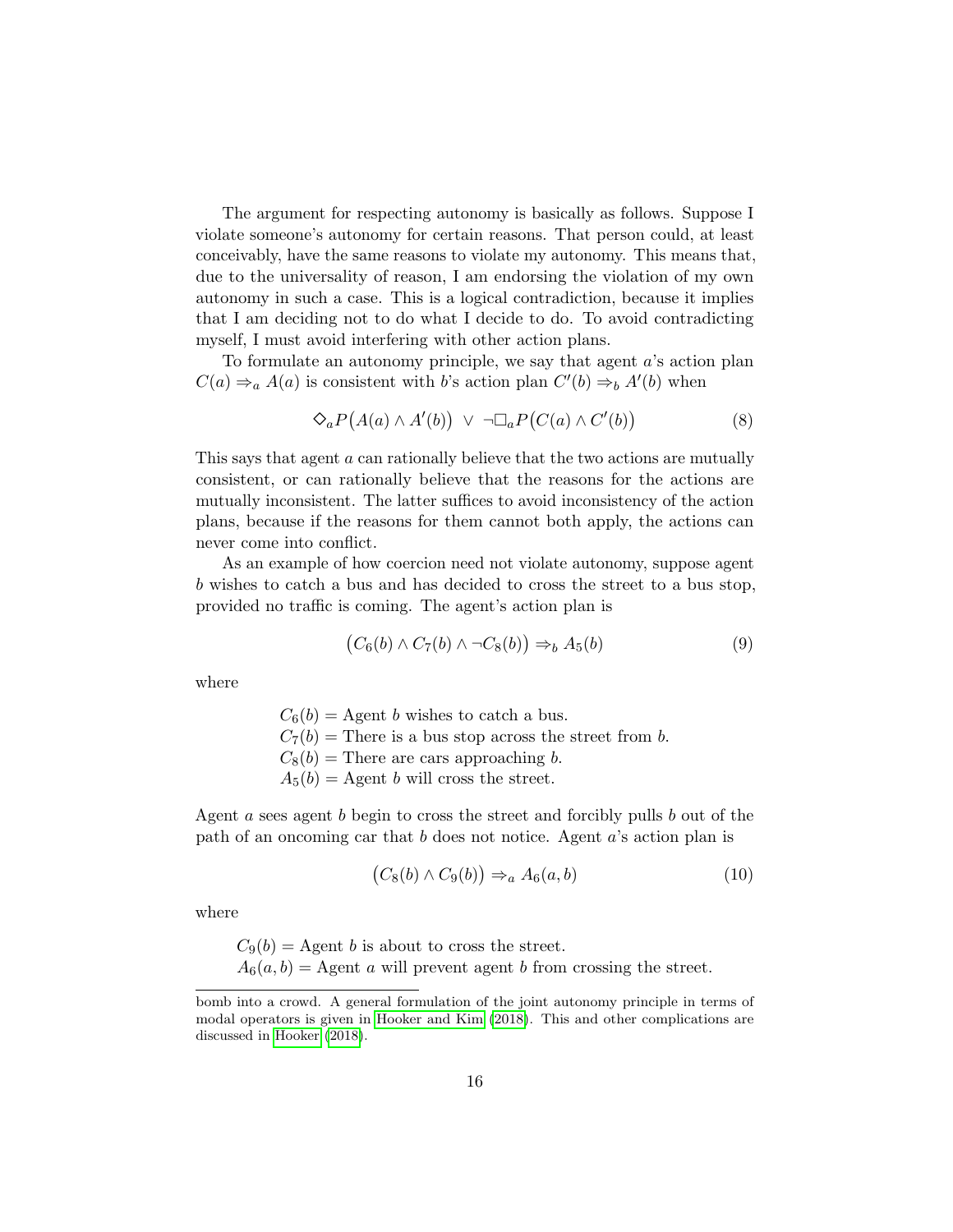The argument for respecting autonomy is basically as follows. Suppose I violate someone's autonomy for certain reasons. That person could, at least conceivably, have the same reasons to violate my autonomy. This means that, due to the universality of reason, I am endorsing the violation of my own autonomy in such a case. This is a logical contradiction, because it implies that I am deciding not to do what I decide to do. To avoid contradicting myself, I must avoid interfering with other action plans.

To formulate an autonomy principle, we say that agent $a$'s action plan $C(a) \Rightarrow_a A(a)$ is consistent with $b$'s action plan $C'(b) \Rightarrow_b A'(b)$ when

$$\Diamond_a P\big(A(a) \wedge A'(b)\big) \ \vee \ \neg\Box_a P\big(C(a) \wedge C'(b)\big) \tag{8}$$

This says that agent $a$ can rationally believe that the two actions are mutually consistent, or can rationally believe that the reasons for the actions are mutually inconsistent. The latter suffices to avoid inconsistency of the action plans, because if the reasons for them cannot both apply, the actions can never come into conflict.

As an example of how coercion need not violate autonomy, suppose agent $b$ wishes to catch a bus and has decided to cross the street to a bus stop, provided no traffic is coming. The agent's action plan is

$$\big(C_6(b) \wedge C_7(b) \wedge \neg C_8(b)\big) \Rightarrow_b A_5(b) \tag{9}$$

where

$C_6(b)$ = Agent $b$ wishes to catch a bus.
$C_7(b)$ = There is a bus stop across the street from $b$.
$C_8(b)$ = There are cars approaching $b$.
$A_5(b)$ = Agent $b$ will cross the street.

Agent $a$ sees agent $b$ begin to cross the street and forcibly pulls $b$ out of the path of an oncoming car that $b$ does not notice. Agent $a$'s action plan is

$$\big(C_8(b) \wedge C_9(b)\big) \Rightarrow_a A_6(a,b) \tag{10}$$

where

$C_9(b)$ = Agent $b$ is about to cross the street.
$A_6(a,b)$ = Agent $a$ will prevent agent $b$ from crossing the street.

---

bomb into a crowd. A general formulation of the joint autonomy principle in terms of modal operators is given in Hooker and Kim (2018). This and other complications are discussed in Hooker (2018).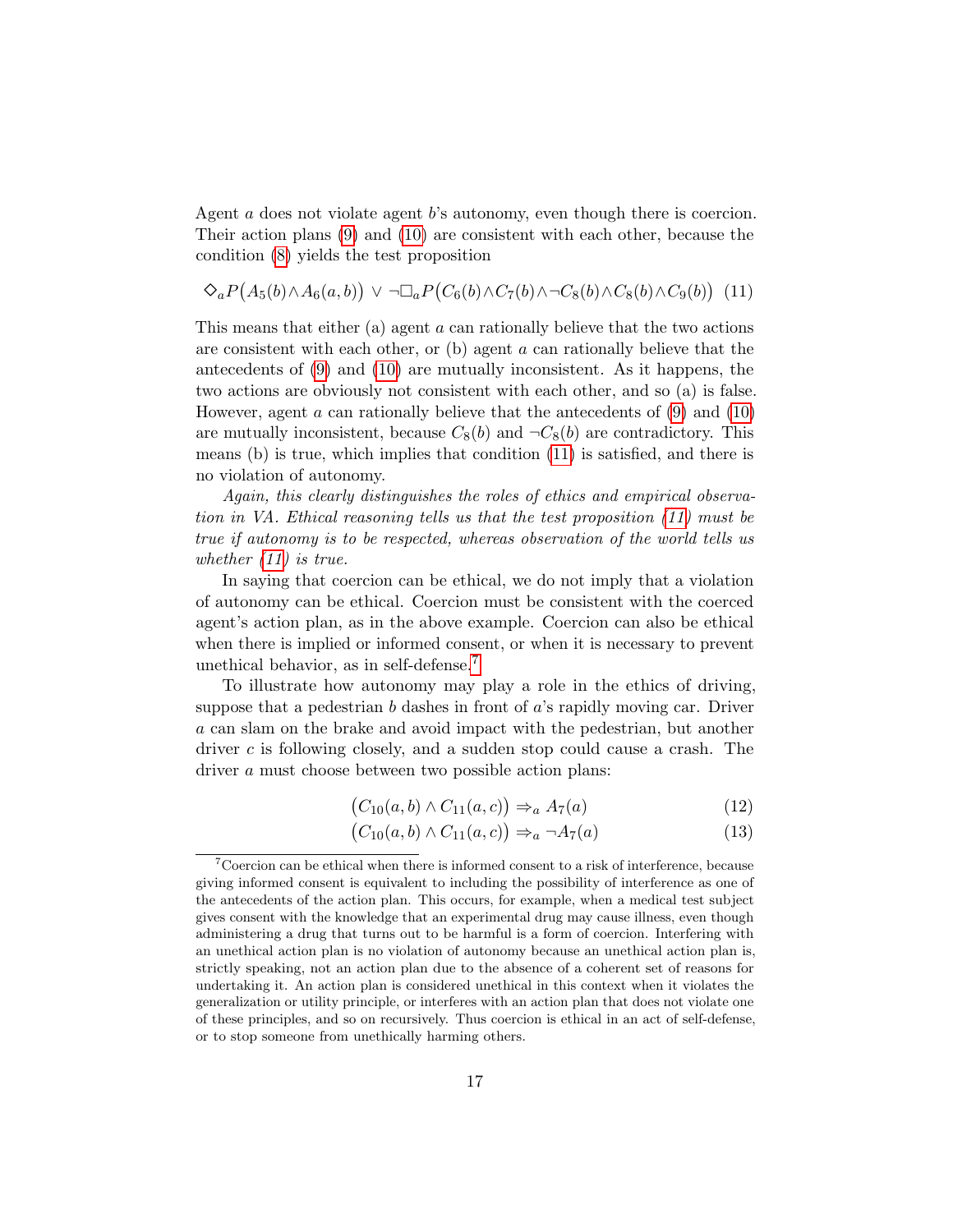Agent $a$ does not violate agent $b$'s autonomy, even though there is coercion. Their action plans (9) and (10) are consistent with each other, because the condition (8) yields the test proposition

$$\Diamond_a P\big(A_5(b) \wedge A_6(a,b)\big) \;\vee\; \neg\Box_a P\big(C_6(b) \wedge C_7(b) \wedge \neg C_8(b) \wedge C_8(b) \wedge C_9(b)\big) \quad (11)$$

This means that either (a) agent $a$ can rationally believe that the two actions are consistent with each other, or (b) agent $a$ can rationally believe that the antecedents of (9) and (10) are mutually inconsistent. As it happens, the two actions are obviously not consistent with each other, and so (a) is false. However, agent $a$ can rationally believe that the antecedents of (9) and (10) are mutually inconsistent, because $C_8(b)$ and $\neg C_8(b)$ are contradictory. This means (b) is true, which implies that condition (11) is satisfied, and there is no violation of autonomy.

*Again, this clearly distinguishes the roles of ethics and empirical observation in VA. Ethical reasoning tells us that the test proposition (11) must be true if autonomy is to be respected, whereas observation of the world tells us whether (11) is true.*

In saying that coercion can be ethical, we do not imply that a violation of autonomy can be ethical. Coercion must be consistent with the coerced agent's action plan, as in the above example. Coercion can also be ethical when there is implied or informed consent, or when it is necessary to prevent unethical behavior, as in self-defense.[7]

To illustrate how autonomy may play a role in the ethics of driving, suppose that a pedestrian $b$ dashes in front of $a$'s rapidly moving car. Driver $a$ can slam on the brake and avoid impact with the pedestrian, but another driver $c$ is following closely, and a sudden stop could cause a crash. The driver $a$ must choose between two possible action plans:

$$\big(C_{10}(a,b) \wedge C_{11}(a,c)\big) \Rightarrow_a A_7(a) \quad (12)$$

$$\big(C_{10}(a,b) \wedge C_{11}(a,c)\big) \Rightarrow_a \neg A_7(a) \quad (13)$$

---

[7] Coercion can be ethical when there is informed consent to a risk of interference, because giving informed consent is equivalent to including the possibility of interference as one of the antecedents of the action plan. This occurs, for example, when a medical test subject gives consent with the knowledge that an experimental drug may cause illness, even though administering a drug that turns out to be harmful is a form of coercion. Interfering with an unethical action plan is no violation of autonomy because an unethical action plan is, strictly speaking, not an action plan due to the absence of a coherent set of reasons for undertaking it. An action plan is considered unethical in this context when it violates the generalization or utility principle, or interferes with an action plan that does not violate one of these principles, and so on recursively. Thus coercion is ethical in an act of self-defense, or to stop someone from unethically harming others.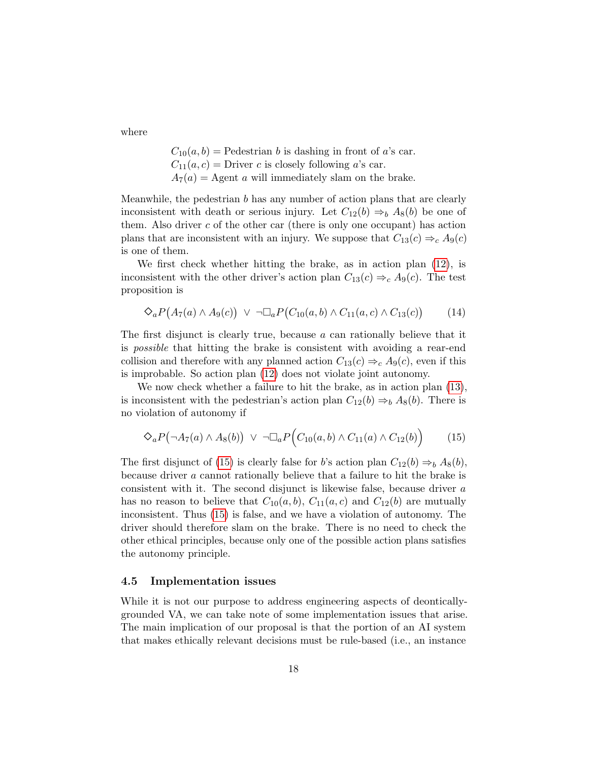where

$C_{10}(a,b)$ = Pedestrian $b$ is dashing in front of $a$'s car.
$C_{11}(a,c)$ = Driver $c$ is closely following $a$'s car.
$A_7(a)$ = Agent $a$ will immediately slam on the brake.

Meanwhile, the pedestrian $b$ has any number of action plans that are clearly inconsistent with death or serious injury. Let $C_{12}(b) \Rightarrow_b A_8(b)$ be one of them. Also driver $c$ of the other car (there is only one occupant) has action plans that are inconsistent with an injury. We suppose that $C_{13}(c) \Rightarrow_c A_9(c)$ is one of them.

We first check whether hitting the brake, as in action plan (12), is inconsistent with the other driver's action plan $C_{13}(c) \Rightarrow_c A_9(c)$. The test proposition is

$$\Diamond_a P\big(A_7(a) \wedge A_9(c)\big) \;\vee\; \neg\Box_a P\big(C_{10}(a,b) \wedge C_{11}(a,c) \wedge C_{13}(c)\big) \tag{14}$$

The first disjunct is clearly true, because $a$ can rationally believe that it is *possible* that hitting the brake is consistent with avoiding a rear-end collision and therefore with any planned action $C_{13}(c) \Rightarrow_c A_9(c)$, even if this is improbable. So action plan (12) does not violate joint autonomy.

We now check whether a failure to hit the brake, as in action plan (13), is inconsistent with the pedestrian's action plan $C_{12}(b) \Rightarrow_b A_8(b)$. There is no violation of autonomy if

$$\Diamond_a P\big(\neg A_7(a) \wedge A_8(b)\big) \;\vee\; \neg\Box_a P\Big(C_{10}(a,b) \wedge C_{11}(a) \wedge C_{12}(b)\Big) \tag{15}$$

The first disjunct of (15) is clearly false for $b$'s action plan $C_{12}(b) \Rightarrow_b A_8(b)$, because driver $a$ cannot rationally believe that a failure to hit the brake is consistent with it. The second disjunct is likewise false, because driver $a$ has no reason to believe that $C_{10}(a,b)$, $C_{11}(a,c)$ and $C_{12}(b)$ are mutually inconsistent. Thus (15) is false, and we have a violation of autonomy. The driver should therefore slam on the brake. There is no need to check the other ethical principles, because only one of the possible action plans satisfies the autonomy principle.

### 4.5 Implementation issues

While it is not our purpose to address engineering aspects of deontically-grounded VA, we can take note of some implementation issues that arise. The main implication of our proposal is that the portion of an AI system that makes ethically relevant decisions must be rule-based (i.e., an instance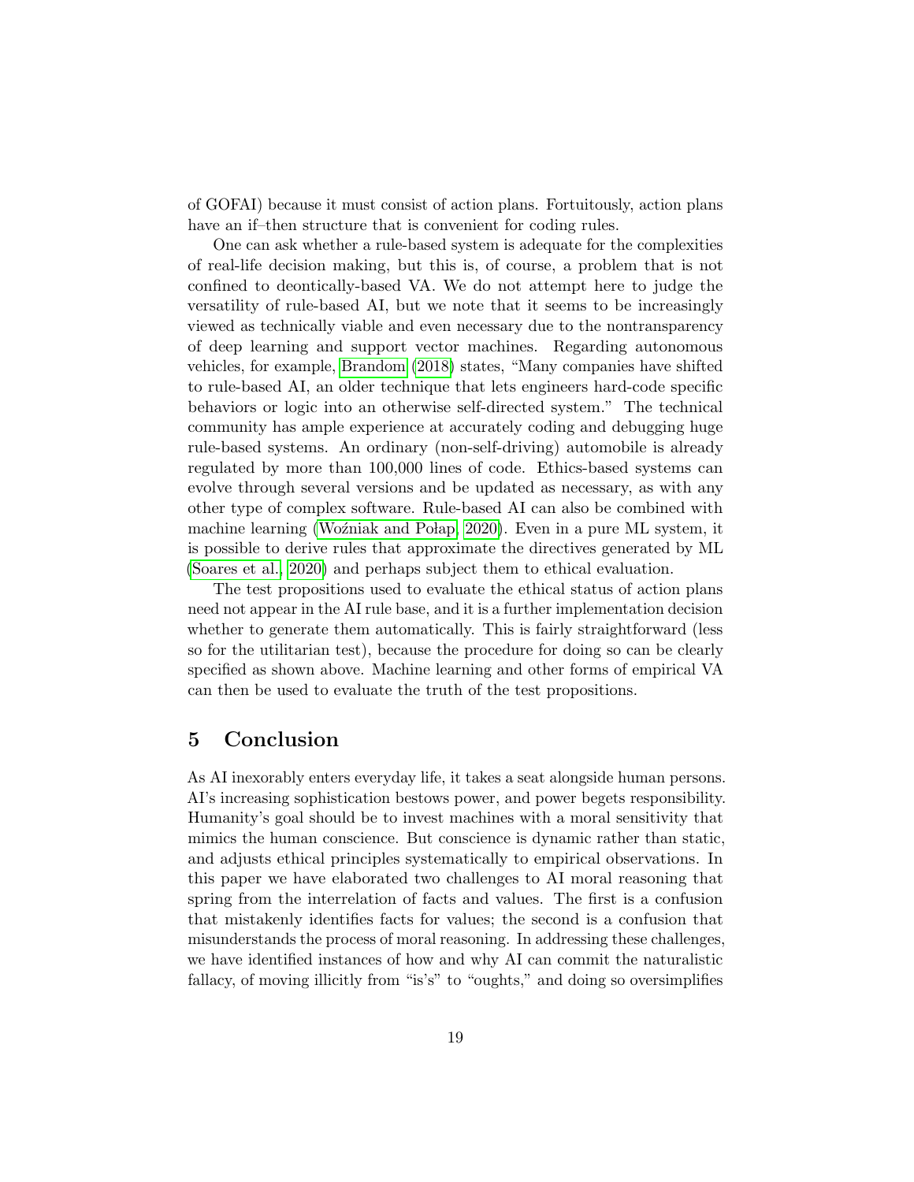of GOFAI) because it must consist of action plans. Fortuitously, action plans have an if–then structure that is convenient for coding rules.

One can ask whether a rule-based system is adequate for the complexities of real-life decision making, but this is, of course, a problem that is not confined to deontically-based VA. We do not attempt here to judge the versatility of rule-based AI, but we note that it seems to be increasingly viewed as technically viable and even necessary due to the nontransparency of deep learning and support vector machines. Regarding autonomous vehicles, for example, Brandom (2018) states, "Many companies have shifted to rule-based AI, an older technique that lets engineers hard-code specific behaviors or logic into an otherwise self-directed system." The technical community has ample experience at accurately coding and debugging huge rule-based systems. An ordinary (non-self-driving) automobile is already regulated by more than 100,000 lines of code. Ethics-based systems can evolve through several versions and be updated as necessary, as with any other type of complex software. Rule-based AI can also be combined with machine learning (Woźniak and Połap, 2020). Even in a pure ML system, it is possible to derive rules that approximate the directives generated by ML (Soares et al., 2020) and perhaps subject them to ethical evaluation.

The test propositions used to evaluate the ethical status of action plans need not appear in the AI rule base, and it is a further implementation decision whether to generate them automatically. This is fairly straightforward (less so for the utilitarian test), because the procedure for doing so can be clearly specified as shown above. Machine learning and other forms of empirical VA can then be used to evaluate the truth of the test propositions.

## 5 Conclusion

As AI inexorably enters everyday life, it takes a seat alongside human persons. AI's increasing sophistication bestows power, and power begets responsibility. Humanity's goal should be to invest machines with a moral sensitivity that mimics the human conscience. But conscience is dynamic rather than static, and adjusts ethical principles systematically to empirical observations. In this paper we have elaborated two challenges to AI moral reasoning that spring from the interrelation of facts and values. The first is a confusion that mistakenly identifies facts for values; the second is a confusion that misunderstands the process of moral reasoning. In addressing these challenges, we have identified instances of how and why AI can commit the naturalistic fallacy, of moving illicitly from "is's" to "oughts," and doing so oversimplifies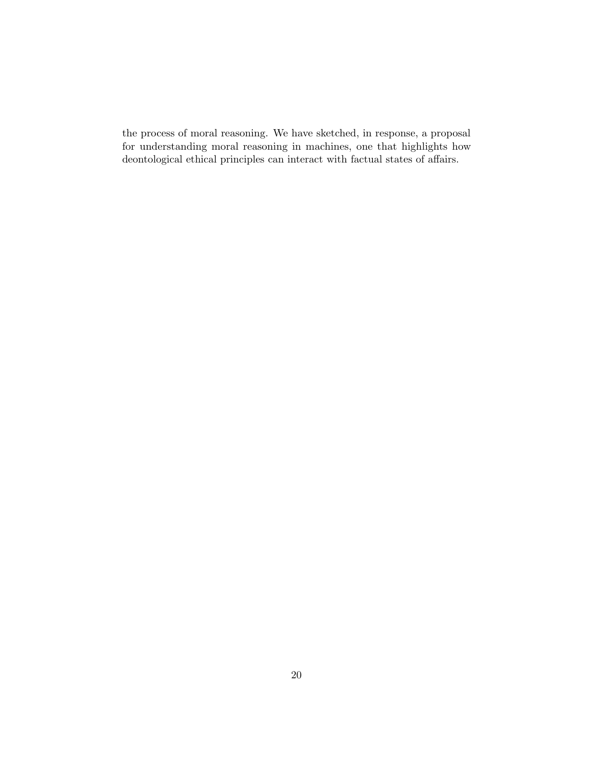the process of moral reasoning. We have sketched, in response, a proposal for understanding moral reasoning in machines, one that highlights how deontological ethical principles can interact with factual states of affairs.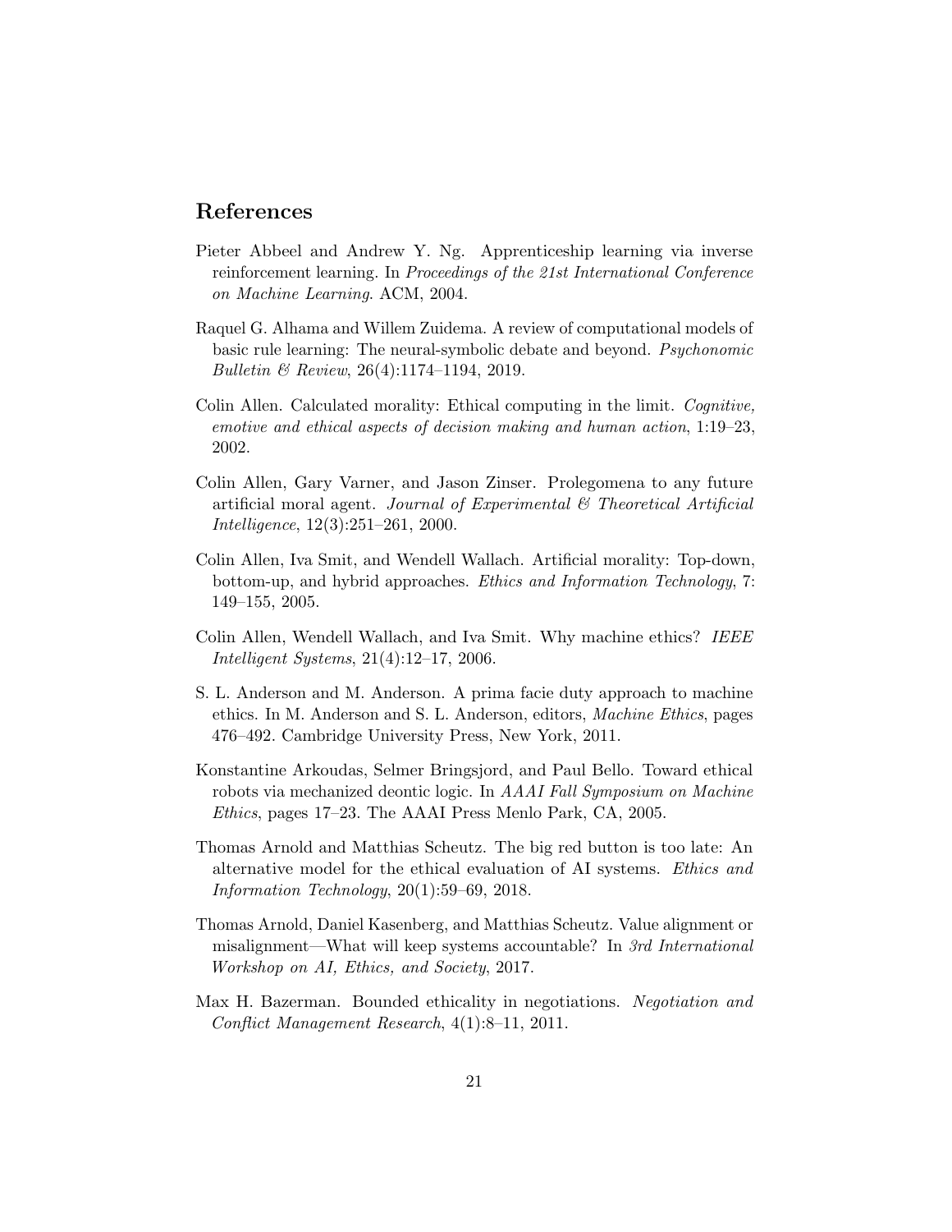# References

Pieter Abbeel and Andrew Y. Ng. Apprenticeship learning via inverse reinforcement learning. In *Proceedings of the 21st International Conference on Machine Learning*. ACM, 2004.

Raquel G. Alhama and Willem Zuidema. A review of computational models of basic rule learning: The neural-symbolic debate and beyond. *Psychonomic Bulletin & Review*, 26(4):1174–1194, 2019.

Colin Allen. Calculated morality: Ethical computing in the limit. *Cognitive, emotive and ethical aspects of decision making and human action*, 1:19–23, 2002.

Colin Allen, Gary Varner, and Jason Zinser. Prolegomena to any future artificial moral agent. *Journal of Experimental & Theoretical Artificial Intelligence*, 12(3):251–261, 2000.

Colin Allen, Iva Smit, and Wendell Wallach. Artificial morality: Top-down, bottom-up, and hybrid approaches. *Ethics and Information Technology*, 7: 149–155, 2005.

Colin Allen, Wendell Wallach, and Iva Smit. Why machine ethics? *IEEE Intelligent Systems*, 21(4):12–17, 2006.

S. L. Anderson and M. Anderson. A prima facie duty approach to machine ethics. In M. Anderson and S. L. Anderson, editors, *Machine Ethics*, pages 476–492. Cambridge University Press, New York, 2011.

Konstantine Arkoudas, Selmer Bringsjord, and Paul Bello. Toward ethical robots via mechanized deontic logic. In *AAAI Fall Symposium on Machine Ethics*, pages 17–23. The AAAI Press Menlo Park, CA, 2005.

Thomas Arnold and Matthias Scheutz. The big red button is too late: An alternative model for the ethical evaluation of AI systems. *Ethics and Information Technology*, 20(1):59–69, 2018.

Thomas Arnold, Daniel Kasenberg, and Matthias Scheutz. Value alignment or misalignment—What will keep systems accountable? In *3rd International Workshop on AI, Ethics, and Society*, 2017.

Max H. Bazerman. Bounded ethicality in negotiations. *Negotiation and Conflict Management Research*, 4(1):8–11, 2011.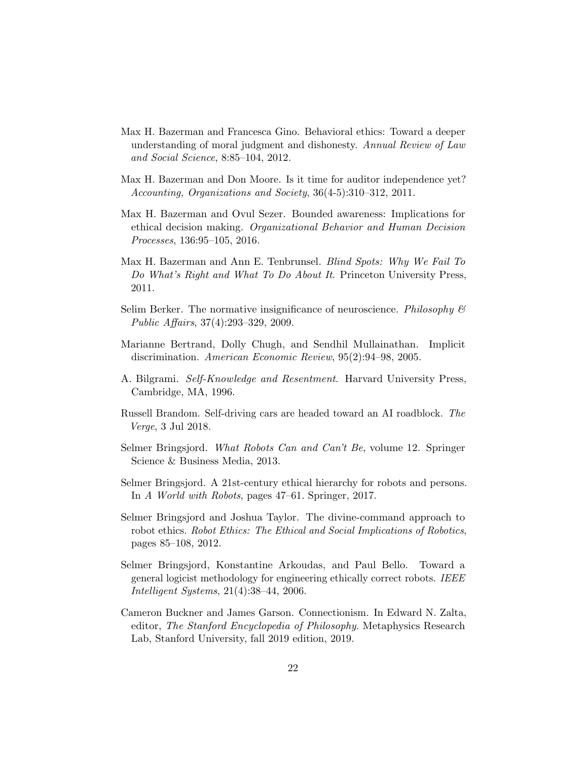Max H. Bazerman and Francesca Gino. Behavioral ethics: Toward a deeper understanding of moral judgment and dishonesty. *Annual Review of Law and Social Science*, 8:85–104, 2012.

Max H. Bazerman and Don Moore. Is it time for auditor independence yet? *Accounting, Organizations and Society*, 36(4-5):310–312, 2011.

Max H. Bazerman and Ovul Sezer. Bounded awareness: Implications for ethical decision making. *Organizational Behavior and Human Decision Processes*, 136:95–105, 2016.

Max H. Bazerman and Ann E. Tenbrunsel. *Blind Spots: Why We Fail To Do What's Right and What To Do About It*. Princeton University Press, 2011.

Selim Berker. The normative insignificance of neuroscience. *Philosophy & Public Affairs*, 37(4):293–329, 2009.

Marianne Bertrand, Dolly Chugh, and Sendhil Mullainathan. Implicit discrimination. *American Economic Review*, 95(2):94–98, 2005.

A. Bilgrami. *Self-Knowledge and Resentment*. Harvard University Press, Cambridge, MA, 1996.

Russell Brandom. Self-driving cars are headed toward an AI roadblock. *The Verge*, 3 Jul 2018.

Selmer Bringsjord. *What Robots Can and Can't Be*, volume 12. Springer Science & Business Media, 2013.

Selmer Bringsjord. A 21st-century ethical hierarchy for robots and persons. In *A World with Robots*, pages 47–61. Springer, 2017.

Selmer Bringsjord and Joshua Taylor. The divine-command approach to robot ethics. *Robot Ethics: The Ethical and Social Implications of Robotics*, pages 85–108, 2012.

Selmer Bringsjord, Konstantine Arkoudas, and Paul Bello. Toward a general logicist methodology for engineering ethically correct robots. *IEEE Intelligent Systems*, 21(4):38–44, 2006.

Cameron Buckner and James Garson. Connectionism. In Edward N. Zalta, editor, *The Stanford Encyclopedia of Philosophy*. Metaphysics Research Lab, Stanford University, fall 2019 edition, 2019.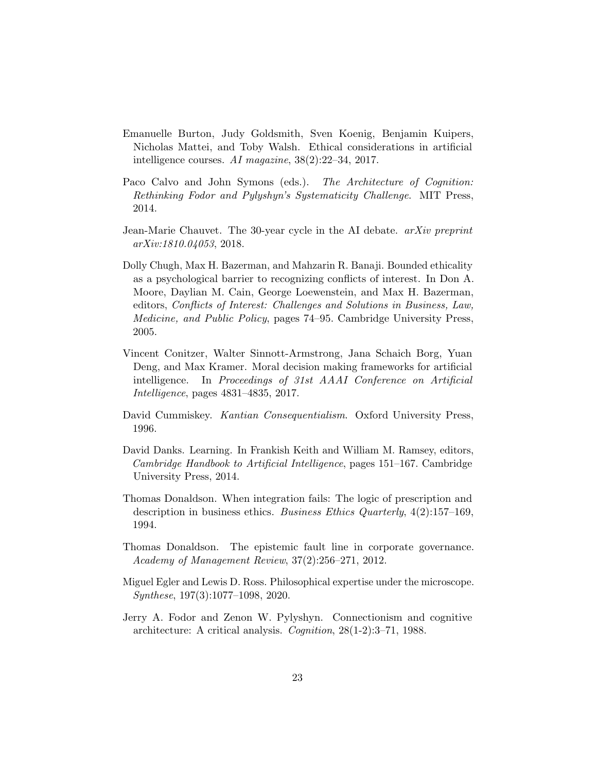Emanuelle Burton, Judy Goldsmith, Sven Koenig, Benjamin Kuipers, Nicholas Mattei, and Toby Walsh. Ethical considerations in artificial intelligence courses. *AI magazine*, 38(2):22–34, 2017.

Paco Calvo and John Symons (eds.). *The Architecture of Cognition: Rethinking Fodor and Pylyshyn's Systematicity Challenge*. MIT Press, 2014.

Jean-Marie Chauvet. The 30-year cycle in the AI debate. *arXiv preprint arXiv:1810.04053*, 2018.

Dolly Chugh, Max H. Bazerman, and Mahzarin R. Banaji. Bounded ethicality as a psychological barrier to recognizing conflicts of interest. In Don A. Moore, Daylian M. Cain, George Loewenstein, and Max H. Bazerman, editors, *Conflicts of Interest: Challenges and Solutions in Business, Law, Medicine, and Public Policy*, pages 74–95. Cambridge University Press, 2005.

Vincent Conitzer, Walter Sinnott-Armstrong, Jana Schaich Borg, Yuan Deng, and Max Kramer. Moral decision making frameworks for artificial intelligence. In *Proceedings of 31st AAAI Conference on Artificial Intelligence*, pages 4831–4835, 2017.

David Cummiskey. *Kantian Consequentialism*. Oxford University Press, 1996.

David Danks. Learning. In Frankish Keith and William M. Ramsey, editors, *Cambridge Handbook to Artificial Intelligence*, pages 151–167. Cambridge University Press, 2014.

Thomas Donaldson. When integration fails: The logic of prescription and description in business ethics. *Business Ethics Quarterly*, 4(2):157–169, 1994.

Thomas Donaldson. The epistemic fault line in corporate governance. *Academy of Management Review*, 37(2):256–271, 2012.

Miguel Egler and Lewis D. Ross. Philosophical expertise under the microscope. *Synthese*, 197(3):1077–1098, 2020.

Jerry A. Fodor and Zenon W. Pylyshyn. Connectionism and cognitive architecture: A critical analysis. *Cognition*, 28(1-2):3–71, 1988.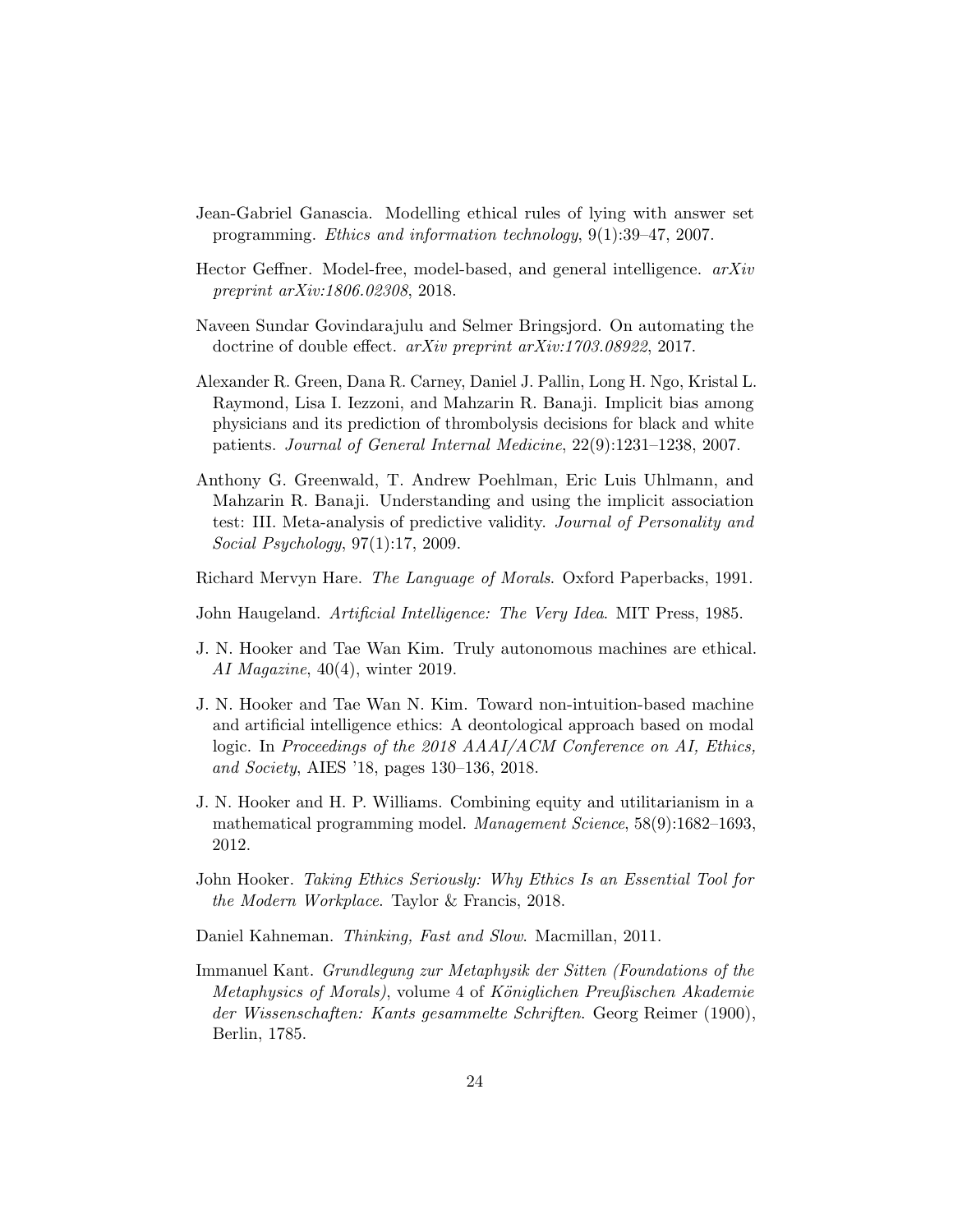Jean-Gabriel Ganascia. Modelling ethical rules of lying with answer set programming. *Ethics and information technology*, 9(1):39–47, 2007.

Hector Geffner. Model-free, model-based, and general intelligence. *arXiv preprint arXiv:1806.02308*, 2018.

Naveen Sundar Govindarajulu and Selmer Bringsjord. On automating the doctrine of double effect. *arXiv preprint arXiv:1703.08922*, 2017.

Alexander R. Green, Dana R. Carney, Daniel J. Pallin, Long H. Ngo, Kristal L. Raymond, Lisa I. Iezzoni, and Mahzarin R. Banaji. Implicit bias among physicians and its prediction of thrombolysis decisions for black and white patients. *Journal of General Internal Medicine*, 22(9):1231–1238, 2007.

Anthony G. Greenwald, T. Andrew Poehlman, Eric Luis Uhlmann, and Mahzarin R. Banaji. Understanding and using the implicit association test: III. Meta-analysis of predictive validity. *Journal of Personality and Social Psychology*, 97(1):17, 2009.

Richard Mervyn Hare. *The Language of Morals*. Oxford Paperbacks, 1991.

John Haugeland. *Artificial Intelligence: The Very Idea*. MIT Press, 1985.

J. N. Hooker and Tae Wan Kim. Truly autonomous machines are ethical. *AI Magazine*, 40(4), winter 2019.

J. N. Hooker and Tae Wan N. Kim. Toward non-intuition-based machine and artificial intelligence ethics: A deontological approach based on modal logic. In *Proceedings of the 2018 AAAI/ACM Conference on AI, Ethics, and Society*, AIES '18, pages 130–136, 2018.

J. N. Hooker and H. P. Williams. Combining equity and utilitarianism in a mathematical programming model. *Management Science*, 58(9):1682–1693, 2012.

John Hooker. *Taking Ethics Seriously: Why Ethics Is an Essential Tool for the Modern Workplace*. Taylor & Francis, 2018.

Daniel Kahneman. *Thinking, Fast and Slow*. Macmillan, 2011.

Immanuel Kant. *Grundlegung zur Metaphysik der Sitten (Foundations of the Metaphysics of Morals)*, volume 4 of *Königlichen Preußischen Akademie der Wissenschaften: Kants gesammelte Schriften*. Georg Reimer (1900), Berlin, 1785.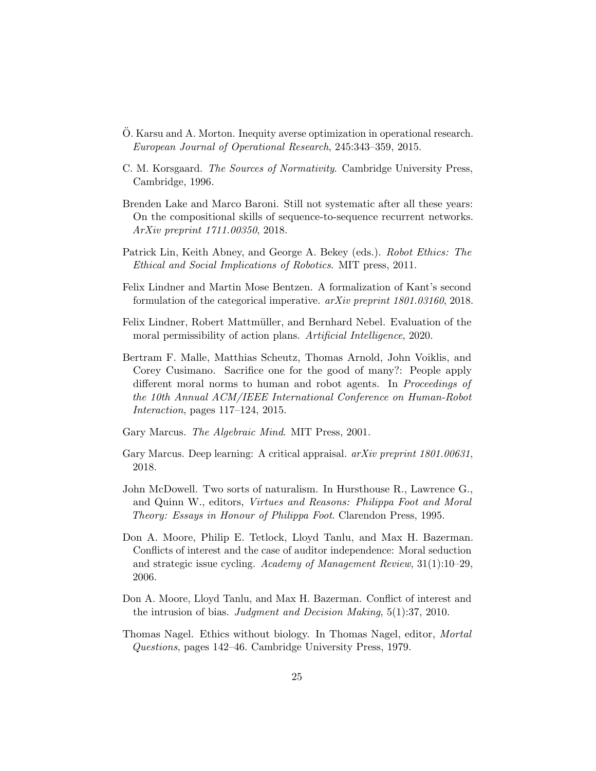Ö. Karsu and A. Morton. Inequity averse optimization in operational research. *European Journal of Operational Research*, 245:343–359, 2015.

C. M. Korsgaard. *The Sources of Normativity*. Cambridge University Press, Cambridge, 1996.

Brenden Lake and Marco Baroni. Still not systematic after all these years: On the compositional skills of sequence-to-sequence recurrent networks. *ArXiv preprint 1711.00350*, 2018.

Patrick Lin, Keith Abney, and George A. Bekey (eds.). *Robot Ethics: The Ethical and Social Implications of Robotics*. MIT press, 2011.

Felix Lindner and Martin Mose Bentzen. A formalization of Kant's second formulation of the categorical imperative. *arXiv preprint 1801.03160*, 2018.

Felix Lindner, Robert Mattmüller, and Bernhard Nebel. Evaluation of the moral permissibility of action plans. *Artificial Intelligence*, 2020.

Bertram F. Malle, Matthias Scheutz, Thomas Arnold, John Voiklis, and Corey Cusimano. Sacrifice one for the good of many?: People apply different moral norms to human and robot agents. In *Proceedings of the 10th Annual ACM/IEEE International Conference on Human-Robot Interaction*, pages 117–124, 2015.

Gary Marcus. *The Algebraic Mind*. MIT Press, 2001.

Gary Marcus. Deep learning: A critical appraisal. *arXiv preprint 1801.00631*, 2018.

John McDowell. Two sorts of naturalism. In Hursthouse R., Lawrence G., and Quinn W., editors, *Virtues and Reasons: Philippa Foot and Moral Theory: Essays in Honour of Philippa Foot*. Clarendon Press, 1995.

Don A. Moore, Philip E. Tetlock, Lloyd Tanlu, and Max H. Bazerman. Conflicts of interest and the case of auditor independence: Moral seduction and strategic issue cycling. *Academy of Management Review*, 31(1):10–29, 2006.

Don A. Moore, Lloyd Tanlu, and Max H. Bazerman. Conflict of interest and the intrusion of bias. *Judgment and Decision Making*, 5(1):37, 2010.

Thomas Nagel. Ethics without biology. In Thomas Nagel, editor, *Mortal Questions*, pages 142–46. Cambridge University Press, 1979.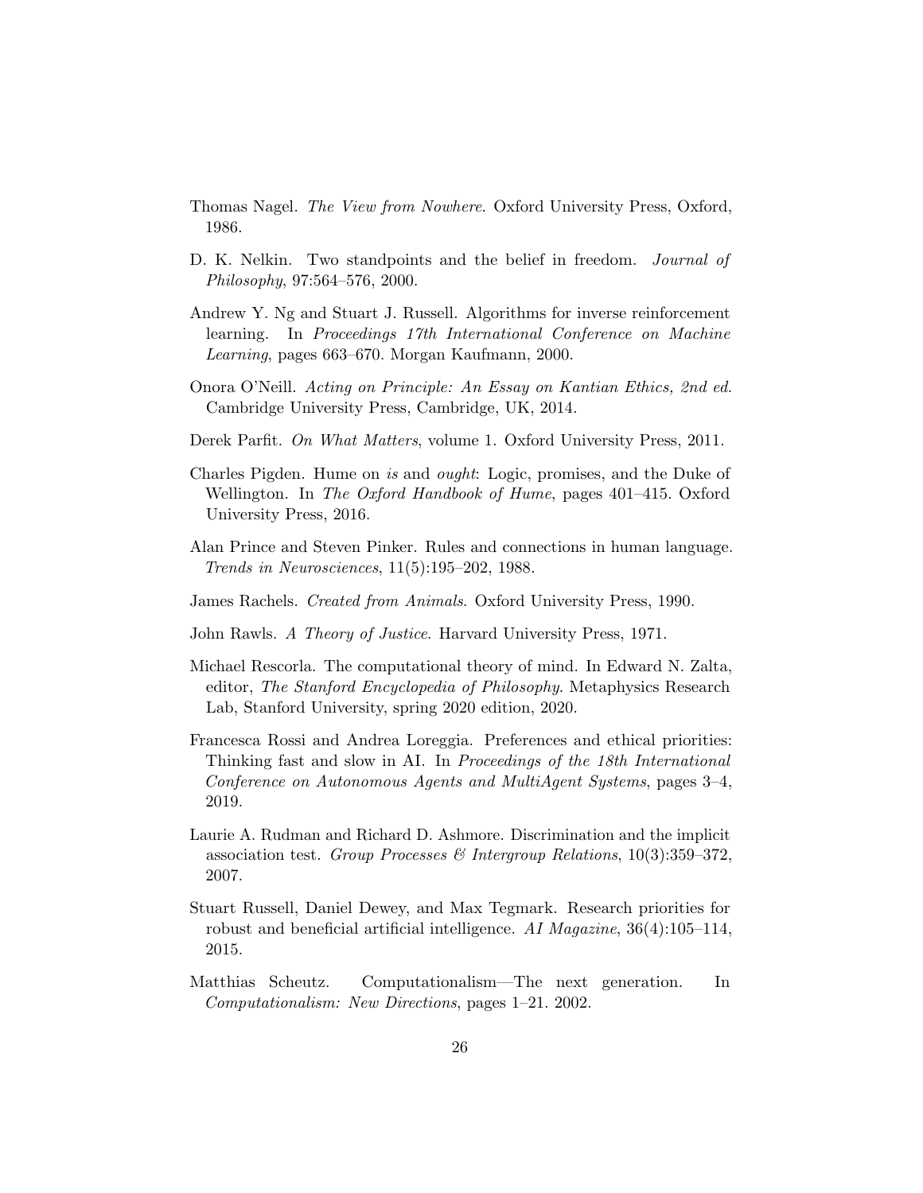Thomas Nagel. *The View from Nowhere*. Oxford University Press, Oxford, 1986.

D. K. Nelkin. Two standpoints and the belief in freedom. *Journal of Philosophy*, 97:564–576, 2000.

Andrew Y. Ng and Stuart J. Russell. Algorithms for inverse reinforcement learning. In *Proceedings 17th International Conference on Machine Learning*, pages 663–670. Morgan Kaufmann, 2000.

Onora O'Neill. *Acting on Principle: An Essay on Kantian Ethics, 2nd ed.* Cambridge University Press, Cambridge, UK, 2014.

Derek Parfit. *On What Matters*, volume 1. Oxford University Press, 2011.

Charles Pigden. Hume on *is* and *ought*: Logic, promises, and the Duke of Wellington. In *The Oxford Handbook of Hume*, pages 401–415. Oxford University Press, 2016.

Alan Prince and Steven Pinker. Rules and connections in human language. *Trends in Neurosciences*, 11(5):195–202, 1988.

James Rachels. *Created from Animals*. Oxford University Press, 1990.

John Rawls. *A Theory of Justice*. Harvard University Press, 1971.

Michael Rescorla. The computational theory of mind. In Edward N. Zalta, editor, *The Stanford Encyclopedia of Philosophy*. Metaphysics Research Lab, Stanford University, spring 2020 edition, 2020.

Francesca Rossi and Andrea Loreggia. Preferences and ethical priorities: Thinking fast and slow in AI. In *Proceedings of the 18th International Conference on Autonomous Agents and MultiAgent Systems*, pages 3–4, 2019.

Laurie A. Rudman and Richard D. Ashmore. Discrimination and the implicit association test. *Group Processes & Intergroup Relations*, 10(3):359–372, 2007.

Stuart Russell, Daniel Dewey, and Max Tegmark. Research priorities for robust and beneficial artificial intelligence. *AI Magazine*, 36(4):105–114, 2015.

Matthias Scheutz. Computationalism—The next generation. In *Computationalism: New Directions*, pages 1–21. 2002.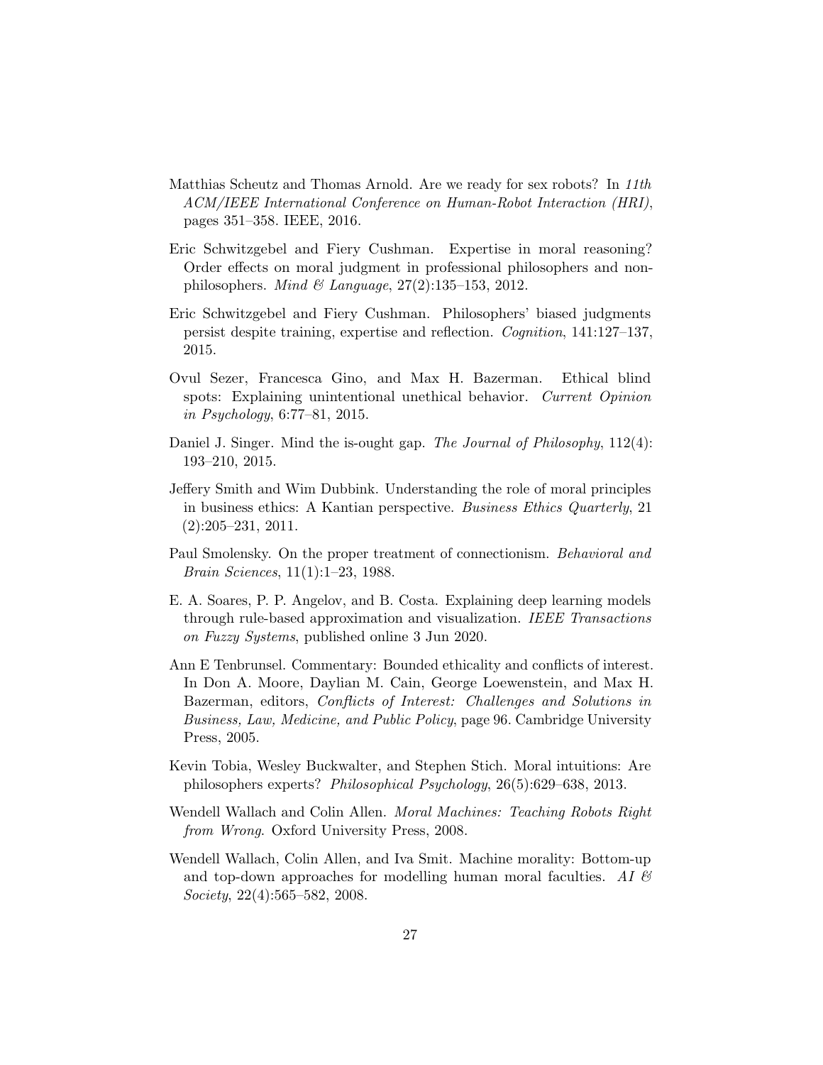Matthias Scheutz and Thomas Arnold. Are we ready for sex robots? In *11th ACM/IEEE International Conference on Human-Robot Interaction (HRI)*, pages 351–358. IEEE, 2016.

Eric Schwitzgebel and Fiery Cushman. Expertise in moral reasoning? Order effects on moral judgment in professional philosophers and non-philosophers. *Mind & Language*, 27(2):135–153, 2012.

Eric Schwitzgebel and Fiery Cushman. Philosophers' biased judgments persist despite training, expertise and reflection. *Cognition*, 141:127–137, 2015.

Ovul Sezer, Francesca Gino, and Max H. Bazerman. Ethical blind spots: Explaining unintentional unethical behavior. *Current Opinion in Psychology*, 6:77–81, 2015.

Daniel J. Singer. Mind the is-ought gap. *The Journal of Philosophy*, 112(4): 193–210, 2015.

Jeffery Smith and Wim Dubbink. Understanding the role of moral principles in business ethics: A Kantian perspective. *Business Ethics Quarterly*, 21 (2):205–231, 2011.

Paul Smolensky. On the proper treatment of connectionism. *Behavioral and Brain Sciences*, 11(1):1–23, 1988.

E. A. Soares, P. P. Angelov, and B. Costa. Explaining deep learning models through rule-based approximation and visualization. *IEEE Transactions on Fuzzy Systems*, published online 3 Jun 2020.

Ann E Tenbrunsel. Commentary: Bounded ethicality and conflicts of interest. In Don A. Moore, Daylian M. Cain, George Loewenstein, and Max H. Bazerman, editors, *Conflicts of Interest: Challenges and Solutions in Business, Law, Medicine, and Public Policy*, page 96. Cambridge University Press, 2005.

Kevin Tobia, Wesley Buckwalter, and Stephen Stich. Moral intuitions: Are philosophers experts? *Philosophical Psychology*, 26(5):629–638, 2013.

Wendell Wallach and Colin Allen. *Moral Machines: Teaching Robots Right from Wrong*. Oxford University Press, 2008.

Wendell Wallach, Colin Allen, and Iva Smit. Machine morality: Bottom-up and top-down approaches for modelling human moral faculties. *AI & Society*, 22(4):565–582, 2008.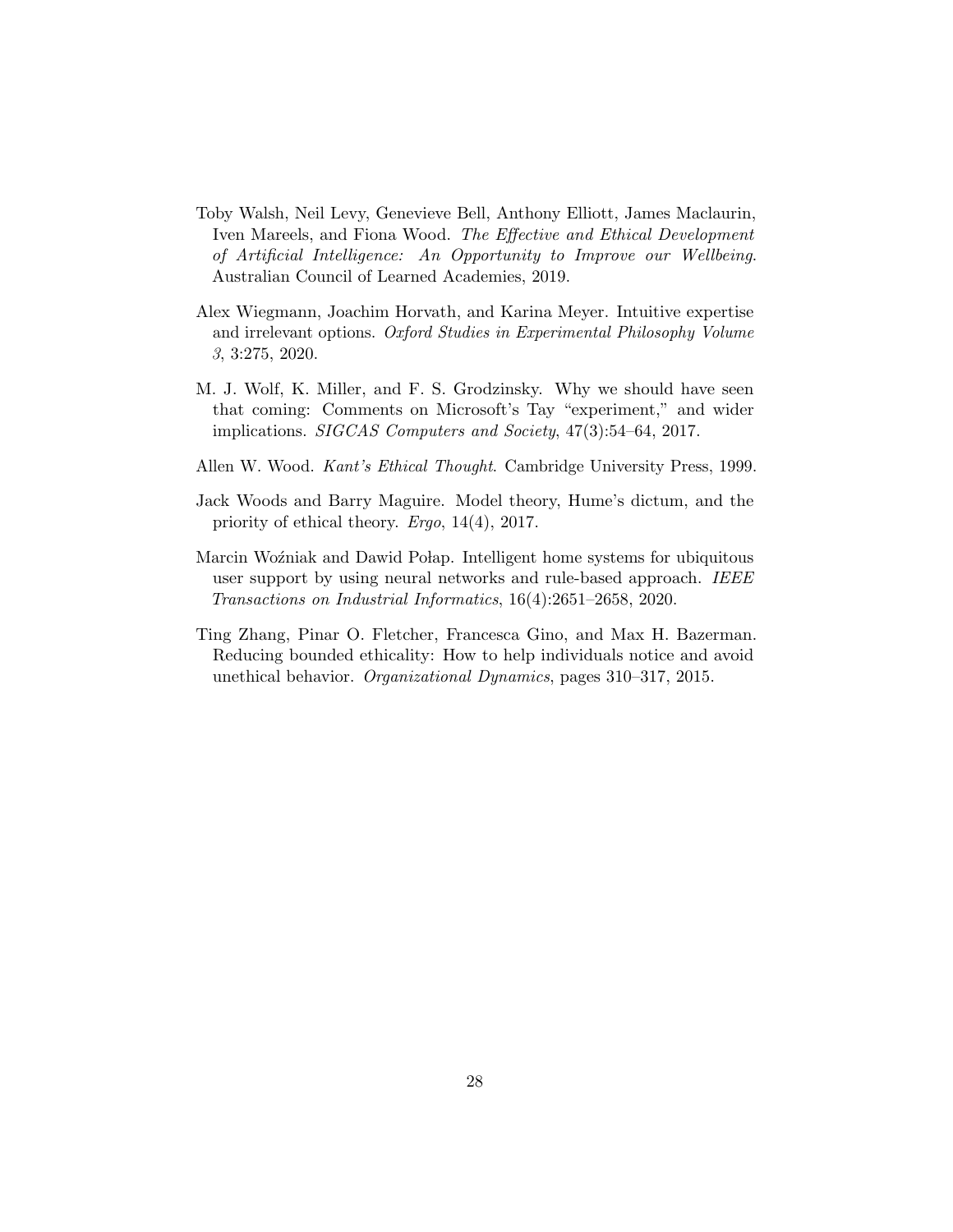Toby Walsh, Neil Levy, Genevieve Bell, Anthony Elliott, James Maclaurin, Iven Mareels, and Fiona Wood. *The Effective and Ethical Development of Artificial Intelligence: An Opportunity to Improve our Wellbeing*. Australian Council of Learned Academies, 2019.

Alex Wiegmann, Joachim Horvath, and Karina Meyer. Intuitive expertise and irrelevant options. *Oxford Studies in Experimental Philosophy Volume 3*, 3:275, 2020.

M. J. Wolf, K. Miller, and F. S. Grodzinsky. Why we should have seen that coming: Comments on Microsoft's Tay "experiment," and wider implications. *SIGCAS Computers and Society*, 47(3):54–64, 2017.

Allen W. Wood. *Kant's Ethical Thought*. Cambridge University Press, 1999.

Jack Woods and Barry Maguire. Model theory, Hume's dictum, and the priority of ethical theory. *Ergo*, 14(4), 2017.

Marcin Woźniak and Dawid Połap. Intelligent home systems for ubiquitous user support by using neural networks and rule-based approach. *IEEE Transactions on Industrial Informatics*, 16(4):2651–2658, 2020.

Ting Zhang, Pinar O. Fletcher, Francesca Gino, and Max H. Bazerman. Reducing bounded ethicality: How to help individuals notice and avoid unethical behavior. *Organizational Dynamics*, pages 310–317, 2015.